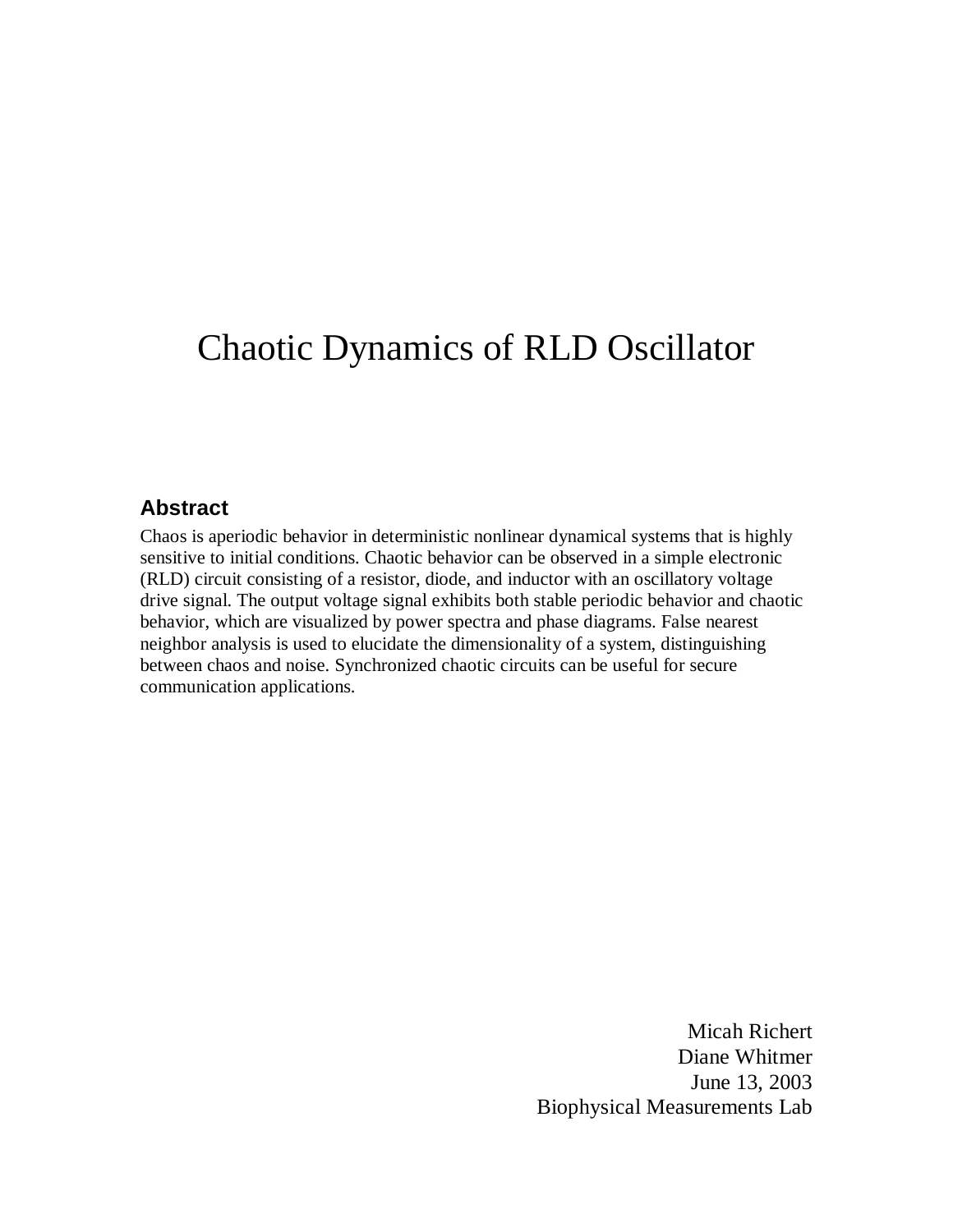# Chaotic Dynamics of RLD Oscillator

## Abstract

Chaos is aperiodic behavior in deterministic nonlinear dynamical systems that is highly sensitive to initial conditions. Chaotic behavior can be observed in a simple electronic (RLD) circuit consisting of a resistor, diode, and inductor with an oscillatory voltage drive signal. The output voltage signal exhibits both stable periodic behavior and chaotic behavior, which are visualized by power spectra and phase diagrams. False nearest neighbor analysis is used to elucidate the dimensionality of a system, distinguishing between chaos and noise. Synchronized chaotic circuits can be useful for secure communication applications.

Micah Richert
Diane Whitmer
June 13, 2003
Biophysical Measurements Lab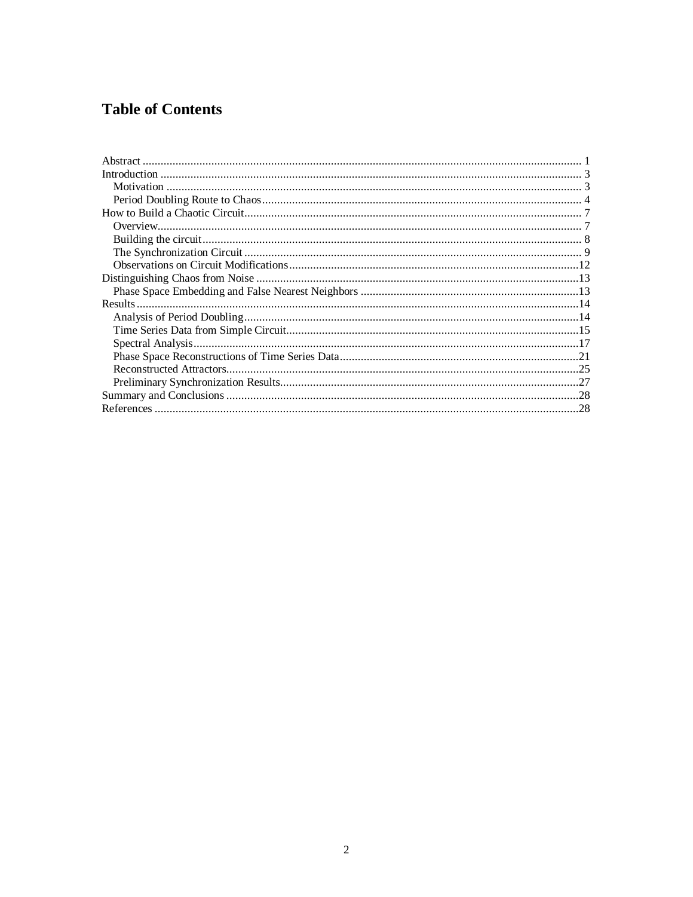# Table of Contents

Abstract ........................................................................................................................................ 1
Introduction .................................................................................................................................. 3
  Motivation ................................................................................................................................ 3
  Period Doubling Route to Chaos ............................................................................................... 4
How to Build a Chaotic Circuit ....................................................................................................... 7
  Overview .................................................................................................................................. 7
  Building the circuit .................................................................................................................... 8
  The Synchronization Circuit ...................................................................................................... 9
  Observations on Circuit Modifications ...................................................................................... 12
Distinguishing Chaos from Noise ................................................................................................ 13
  Phase Space Embedding and False Nearest Neighbors .......................................................... 13
Results ........................................................................................................................................ 14
  Analysis of Period Doubling ..................................................................................................... 14
  Time Series Data from Simple Circuit ...................................................................................... 15
  Spectral Analysis ..................................................................................................................... 17
  Phase Space Reconstructions of Time Series Data .................................................................. 21
  Reconstructed Attractors ......................................................................................................... 25
  Preliminary Synchronization Results ........................................................................................ 27
Summary and Conclusions .......................................................................................................... 28
References .................................................................................................................................. 28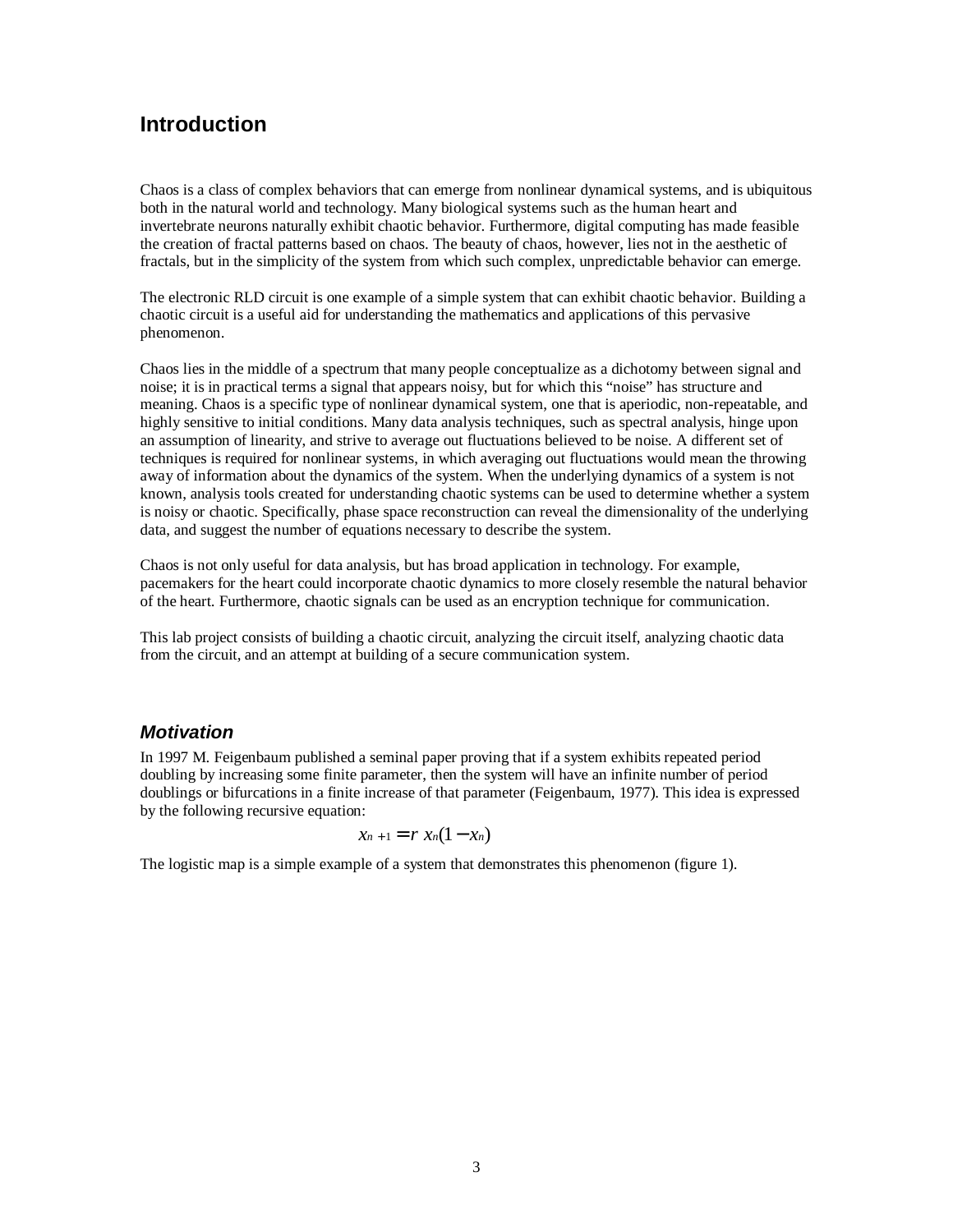## Introduction

Chaos is a class of complex behaviors that can emerge from nonlinear dynamical systems, and is ubiquitous both in the natural world and technology. Many biological systems such as the human heart and invertebrate neurons naturally exhibit chaotic behavior. Furthermore, digital computing has made feasible the creation of fractal patterns based on chaos. The beauty of chaos, however, lies not in the aesthetic of fractals, but in the simplicity of the system from which such complex, unpredictable behavior can emerge.

The electronic RLD circuit is one example of a simple system that can exhibit chaotic behavior. Building a chaotic circuit is a useful aid for understanding the mathematics and applications of this pervasive phenomenon.

Chaos lies in the middle of a spectrum that many people conceptualize as a dichotomy between signal and noise; it is in practical terms a signal that appears noisy, but for which this "noise" has structure and meaning. Chaos is a specific type of nonlinear dynamical system, one that is aperiodic, non-repeatable, and highly sensitive to initial conditions. Many data analysis techniques, such as spectral analysis, hinge upon an assumption of linearity, and strive to average out fluctuations believed to be noise. A different set of techniques is required for nonlinear systems, in which averaging out fluctuations would mean the throwing away of information about the dynamics of the system. When the underlying dynamics of a system is not known, analysis tools created for understanding chaotic systems can be used to determine whether a system is noisy or chaotic. Specifically, phase space reconstruction can reveal the dimensionality of the underlying data, and suggest the number of equations necessary to describe the system.

Chaos is not only useful for data analysis, but has broad application in technology. For example, pacemakers for the heart could incorporate chaotic dynamics to more closely resemble the natural behavior of the heart. Furthermore, chaotic signals can be used as an encryption technique for communication.

This lab project consists of building a chaotic circuit, analyzing the circuit itself, analyzing chaotic data from the circuit, and an attempt at building of a secure communication system.

### *Motivation*

In 1997 M. Feigenbaum published a seminal paper proving that if a system exhibits repeated period doubling by increasing some finite parameter, then the system will have an infinite number of period doublings or bifurcations in a finite increase of that parameter (Feigenbaum, 1977). This idea is expressed by the following recursive equation:

$$x_{n+1} = r\, x_n(1 - x_n)$$

The logistic map is a simple example of a system that demonstrates this phenomenon (figure 1).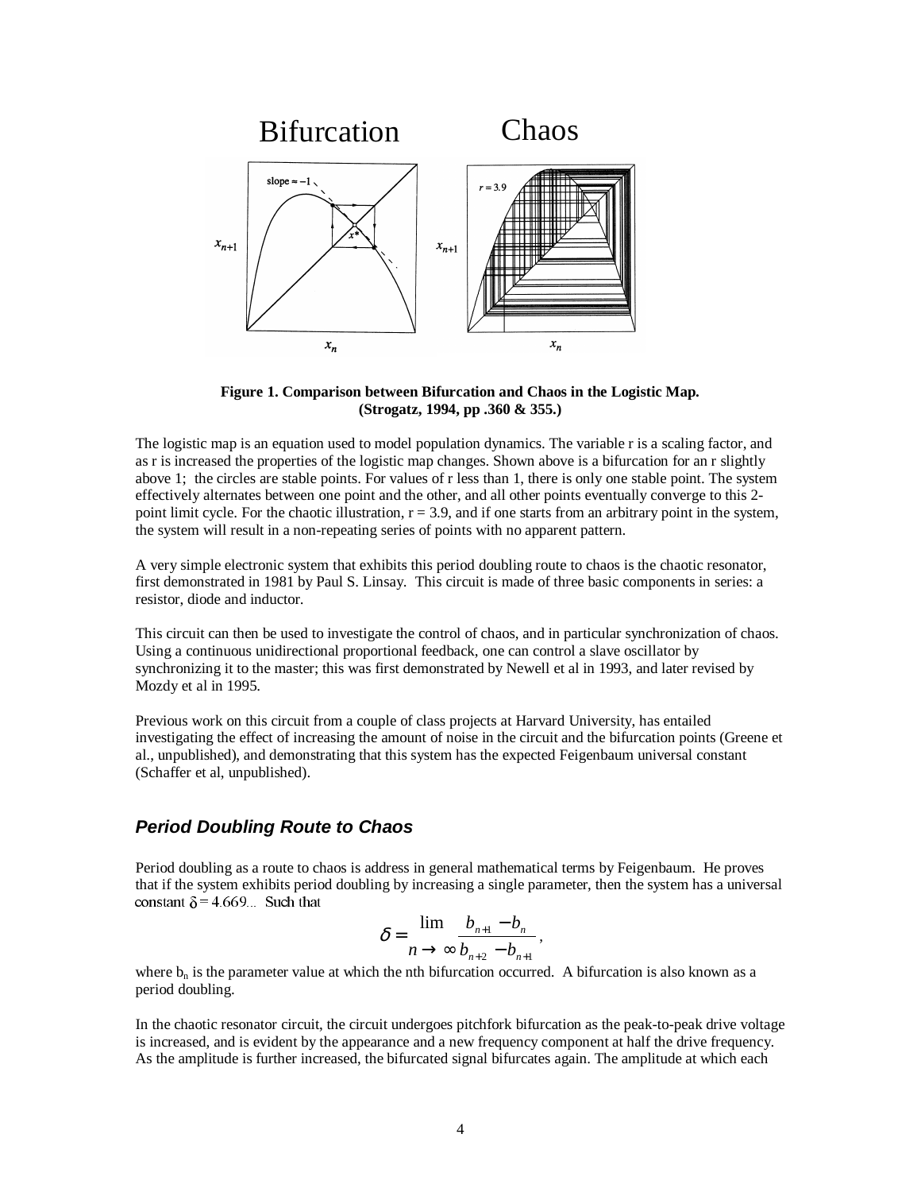Figure 1. Comparison between Bifurcation and Chaos in the Logistic Map. (Strogatz, 1994, pp .360 & 355.)

The logistic map is an equation used to model population dynamics. The variable r is a scaling factor, and as r is increased the properties of the logistic map changes. Shown above is a bifurcation for an r slightly above 1; the circles are stable points. For values of r less than 1, there is only one stable point. The system effectively alternates between one point and the other, and all other points eventually converge to this 2-point limit cycle. For the chaotic illustration, r = 3.9, and if one starts from an arbitrary point in the system, the system will result in a non-repeating series of points with no apparent pattern.

A very simple electronic system that exhibits this period doubling route to chaos is the chaotic resonator, first demonstrated in 1981 by Paul S. Linsay. This circuit is made of three basic components in series: a resistor, diode and inductor.

This circuit can then be used to investigate the control of chaos, and in particular synchronization of chaos. Using a continuous unidirectional proportional feedback, one can control a slave oscillator by synchronizing it to the master; this was first demonstrated by Newell et al in 1993, and later revised by Mozdy et al in 1995.

Previous work on this circuit from a couple of class projects at Harvard University, has entailed investigating the effect of increasing the amount of noise in the circuit and the bifurcation points (Greene et al., unpublished), and demonstrating that this system has the expected Feigenbaum universal constant (Schaffer et al, unpublished).

## *Period Doubling Route to Chaos*

Period doubling as a route to chaos is address in general mathematical terms by Feigenbaum. He proves that if the system exhibits period doubling by increasing a single parameter, then the system has a universal constant $\delta = 4.669...$ Such that

$$\delta = \lim_{n \to \infty} \frac{b_{n+1} - b_n}{b_{n+2} - b_{n+1}},$$

where $b_n$ is the parameter value at which the nth bifurcation occurred. A bifurcation is also known as a period doubling.

In the chaotic resonator circuit, the circuit undergoes pitchfork bifurcation as the peak-to-peak drive voltage is increased, and is evident by the appearance and a new frequency component at half the drive frequency. As the amplitude is further increased, the bifurcated signal bifurcates again. The amplitude at which each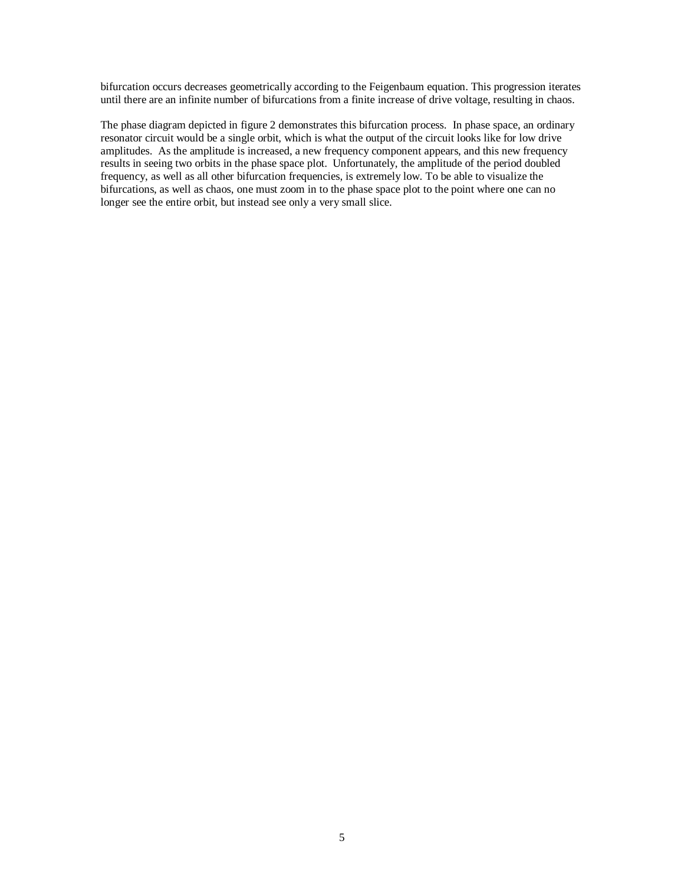bifurcation occurs decreases geometrically according to the Feigenbaum equation. This progression iterates until there are an infinite number of bifurcations from a finite increase of drive voltage, resulting in chaos.

The phase diagram depicted in figure 2 demonstrates this bifurcation process. In phase space, an ordinary resonator circuit would be a single orbit, which is what the output of the circuit looks like for low drive amplitudes. As the amplitude is increased, a new frequency component appears, and this new frequency results in seeing two orbits in the phase space plot. Unfortunately, the amplitude of the period doubled frequency, as well as all other bifurcation frequencies, is extremely low. To be able to visualize the bifurcations, as well as chaos, one must zoom in to the phase space plot to the point where one can no longer see the entire orbit, but instead see only a very small slice.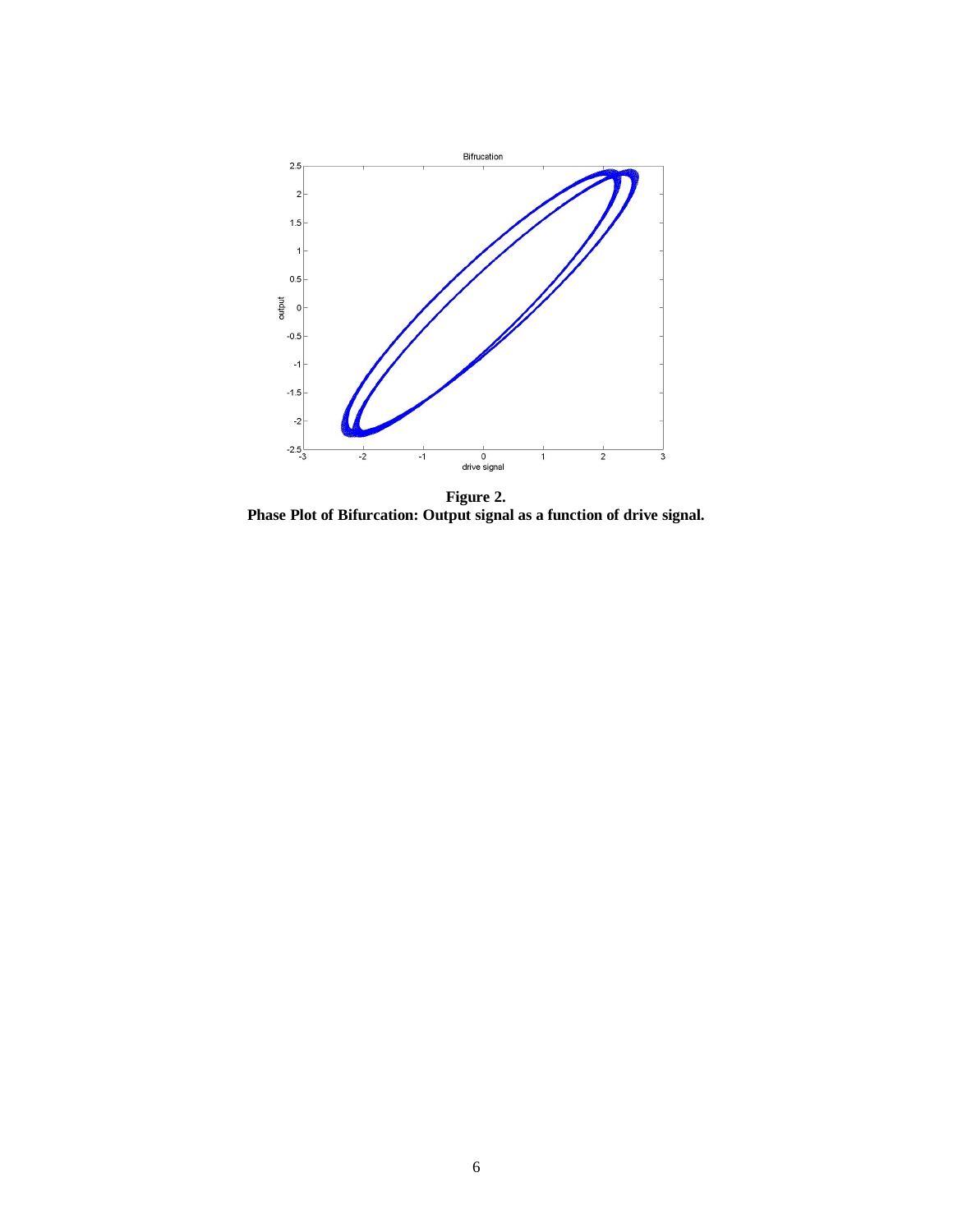**Figure 2.**
**Phase Plot of Bifurcation: Output signal as a function of drive signal.**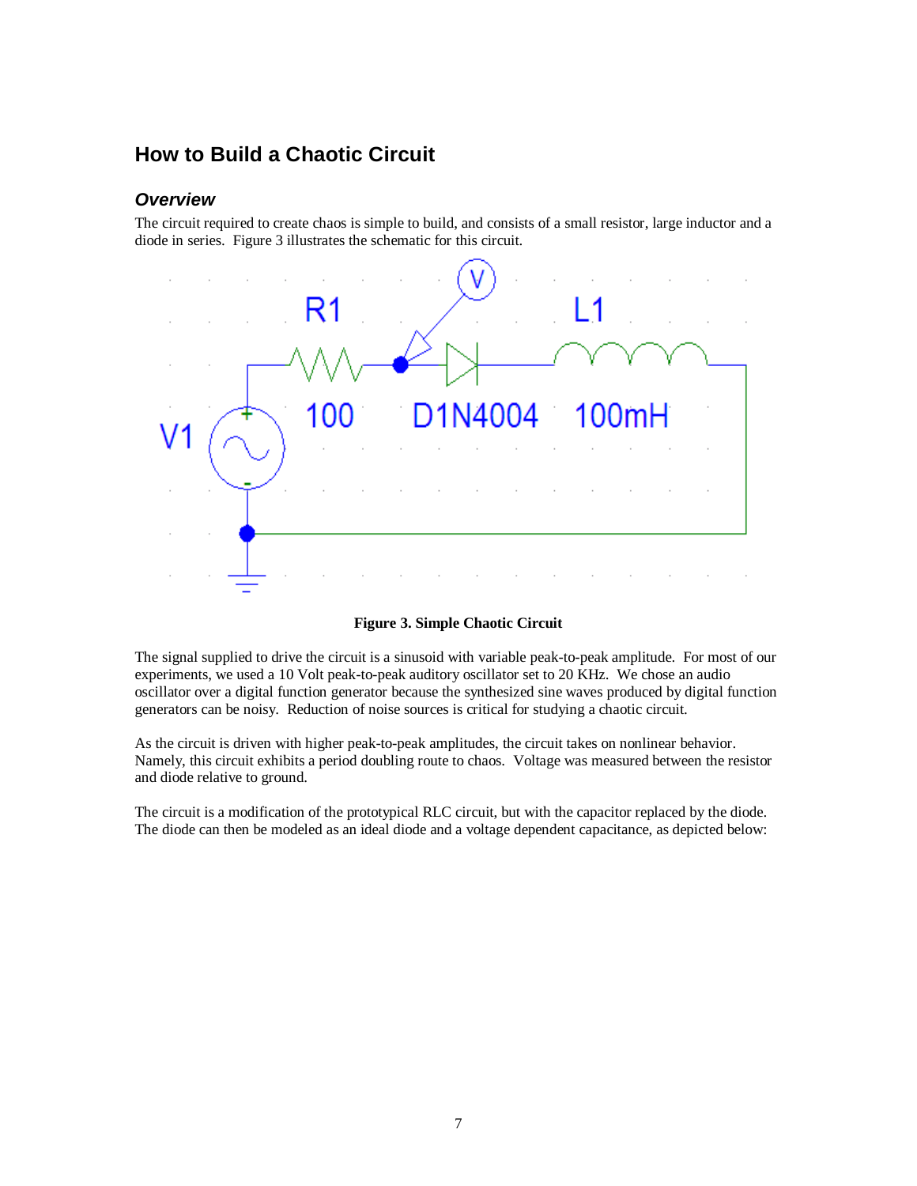## How to Build a Chaotic Circuit

### *Overview*

The circuit required to create chaos is simple to build, and consists of a small resistor, large inductor and a diode in series. Figure 3 illustrates the schematic for this circuit.

**Figure 3. Simple Chaotic Circuit**

The signal supplied to drive the circuit is a sinusoid with variable peak-to-peak amplitude. For most of our experiments, we used a 10 Volt peak-to-peak auditory oscillator set to 20 KHz. We chose an audio oscillator over a digital function generator because the synthesized sine waves produced by digital function generators can be noisy. Reduction of noise sources is critical for studying a chaotic circuit.

As the circuit is driven with higher peak-to-peak amplitudes, the circuit takes on nonlinear behavior. Namely, this circuit exhibits a period doubling route to chaos. Voltage was measured between the resistor and diode relative to ground.

The circuit is a modification of the prototypical RLC circuit, but with the capacitor replaced by the diode. The diode can then be modeled as an ideal diode and a voltage dependent capacitance, as depicted below: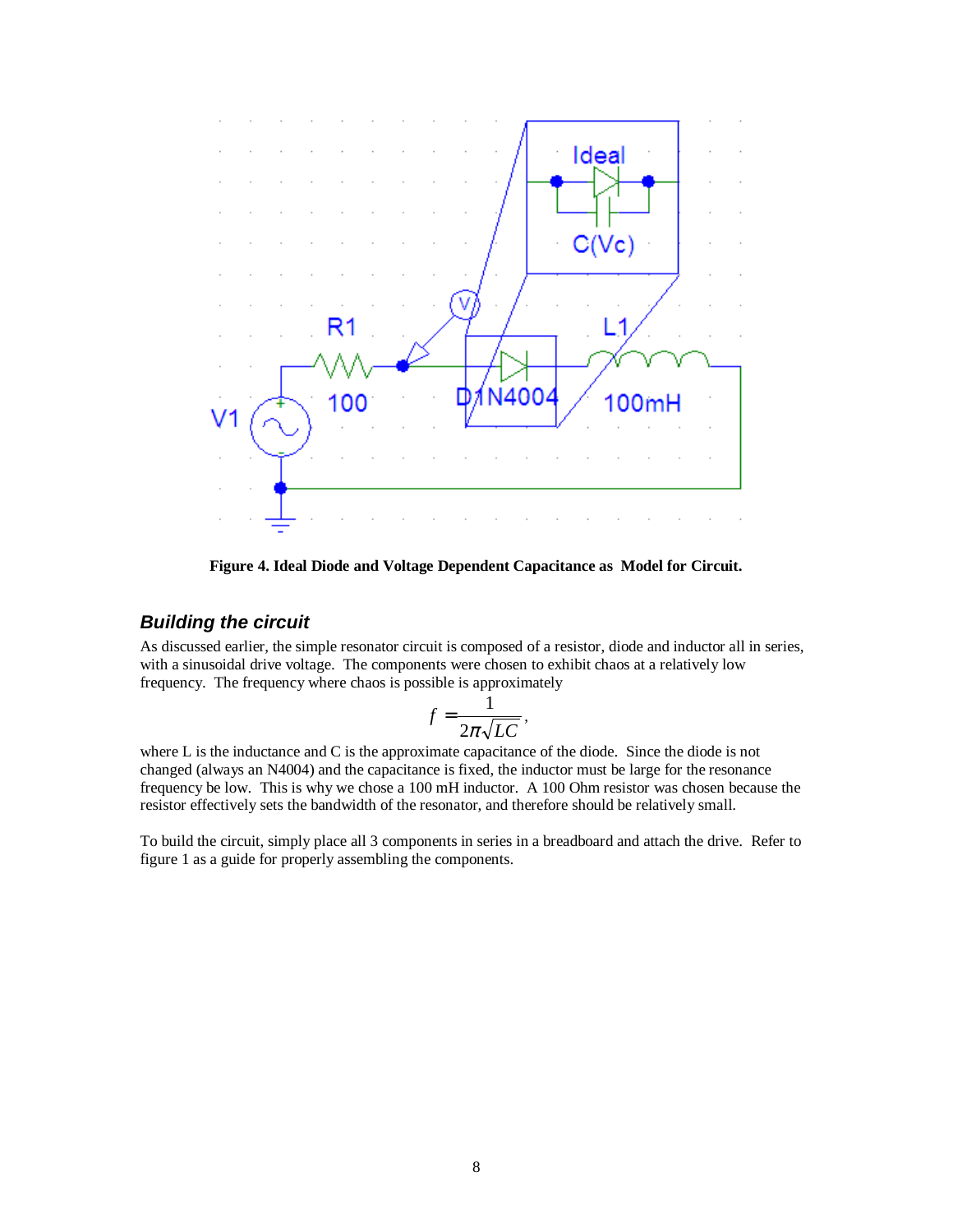**Figure 4. Ideal Diode and Voltage Dependent Capacitance as Model for Circuit.**

### *Building the circuit*

As discussed earlier, the simple resonator circuit is composed of a resistor, diode and inductor all in series, with a sinusoidal drive voltage. The components were chosen to exhibit chaos at a relatively low frequency. The frequency where chaos is possible is approximately

$$f = \frac{1}{2\pi\sqrt{LC}},$$

where L is the inductance and C is the approximate capacitance of the diode. Since the diode is not changed (always an N4004) and the capacitance is fixed, the inductor must be large for the resonance frequency be low. This is why we chose a 100 mH inductor. A 100 Ohm resistor was chosen because the resistor effectively sets the bandwidth of the resonator, and therefore should be relatively small.

To build the circuit, simply place all 3 components in series in a breadboard and attach the drive. Refer to figure 1 as a guide for properly assembling the components.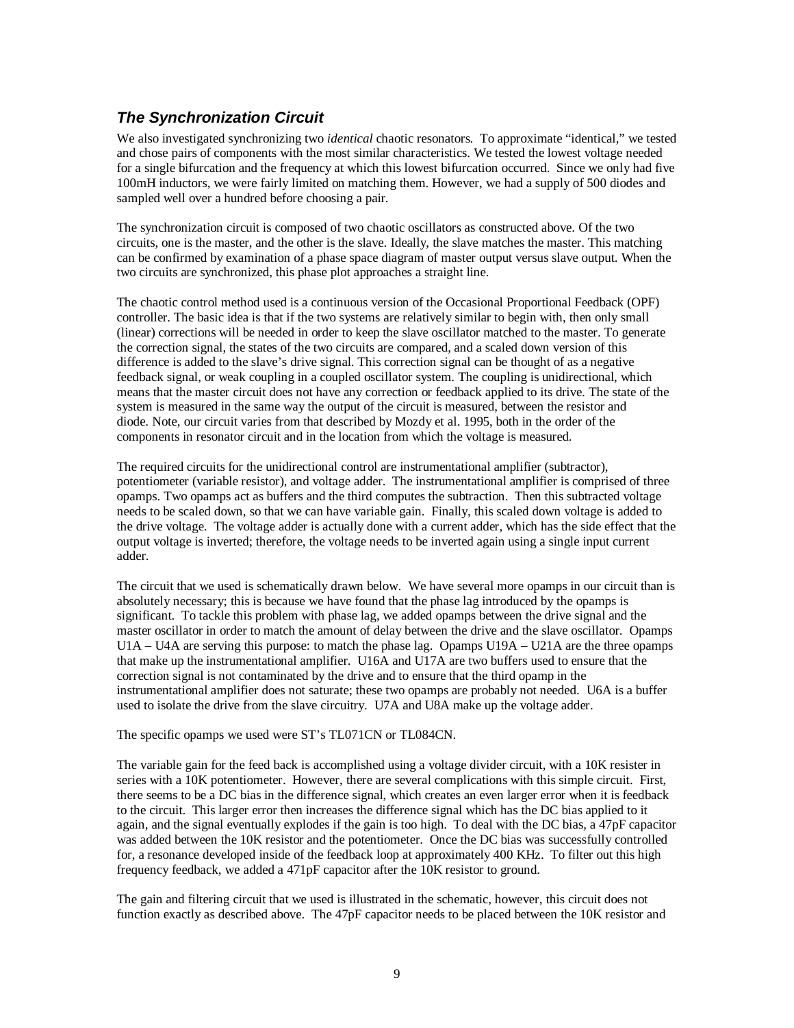### *The Synchronization Circuit*

We also investigated synchronizing two *identical* chaotic resonators. To approximate "identical," we tested and chose pairs of components with the most similar characteristics. We tested the lowest voltage needed for a single bifurcation and the frequency at which this lowest bifurcation occurred. Since we only had five 100mH inductors, we were fairly limited on matching them. However, we had a supply of 500 diodes and sampled well over a hundred before choosing a pair.

The synchronization circuit is composed of two chaotic oscillators as constructed above. Of the two circuits, one is the master, and the other is the slave. Ideally, the slave matches the master. This matching can be confirmed by examination of a phase space diagram of master output versus slave output. When the two circuits are synchronized, this phase plot approaches a straight line.

The chaotic control method used is a continuous version of the Occasional Proportional Feedback (OPF) controller. The basic idea is that if the two systems are relatively similar to begin with, then only small (linear) corrections will be needed in order to keep the slave oscillator matched to the master. To generate the correction signal, the states of the two circuits are compared, and a scaled down version of this difference is added to the slave's drive signal. This correction signal can be thought of as a negative feedback signal, or weak coupling in a coupled oscillator system. The coupling is unidirectional, which means that the master circuit does not have any correction or feedback applied to its drive. The state of the system is measured in the same way the output of the circuit is measured, between the resistor and diode. Note, our circuit varies from that described by Mozdy et al. 1995, both in the order of the components in resonator circuit and in the location from which the voltage is measured.

The required circuits for the unidirectional control are instrumentational amplifier (subtractor), potentiometer (variable resistor), and voltage adder. The instrumentational amplifier is comprised of three opamps. Two opamps act as buffers and the third computes the subtraction. Then this subtracted voltage needs to be scaled down, so that we can have variable gain. Finally, this scaled down voltage is added to the drive voltage. The voltage adder is actually done with a current adder, which has the side effect that the output voltage is inverted; therefore, the voltage needs to be inverted again using a single input current adder.

The circuit that we used is schematically drawn below. We have several more opamps in our circuit than is absolutely necessary; this is because we have found that the phase lag introduced by the opamps is significant. To tackle this problem with phase lag, we added opamps between the drive signal and the master oscillator in order to match the amount of delay between the drive and the slave oscillator. Opamps U1A – U4A are serving this purpose: to match the phase lag. Opamps U19A – U21A are the three opamps that make up the instrumentational amplifier. U16A and U17A are two buffers used to ensure that the correction signal is not contaminated by the drive and to ensure that the third opamp in the instrumentational amplifier does not saturate; these two opamps are probably not needed. U6A is a buffer used to isolate the drive from the slave circuitry. U7A and U8A make up the voltage adder.

The specific opamps we used were ST's TL071CN or TL084CN.

The variable gain for the feed back is accomplished using a voltage divider circuit, with a 10K resister in series with a 10K potentiometer. However, there are several complications with this simple circuit. First, there seems to be a DC bias in the difference signal, which creates an even larger error when it is feedback to the circuit. This larger error then increases the difference signal which has the DC bias applied to it again, and the signal eventually explodes if the gain is too high. To deal with the DC bias, a 47pF capacitor was added between the 10K resistor and the potentiometer. Once the DC bias was successfully controlled for, a resonance developed inside of the feedback loop at approximately 400 KHz. To filter out this high frequency feedback, we added a 471pF capacitor after the 10K resistor to ground.

The gain and filtering circuit that we used is illustrated in the schematic, however, this circuit does not function exactly as described above. The 47pF capacitor needs to be placed between the 10K resistor and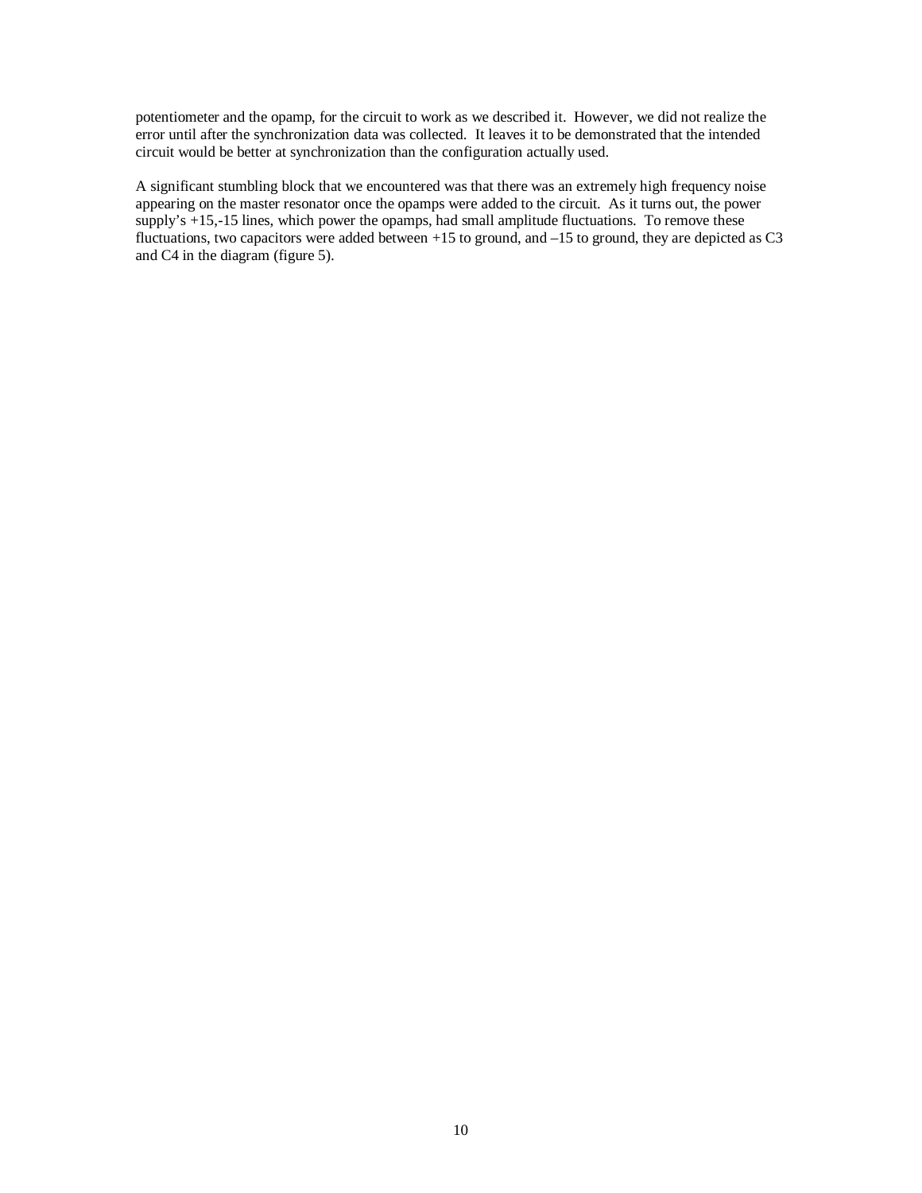potentiometer and the opamp, for the circuit to work as we described it. However, we did not realize the error until after the synchronization data was collected. It leaves it to be demonstrated that the intended circuit would be better at synchronization than the configuration actually used.

A significant stumbling block that we encountered was that there was an extremely high frequency noise appearing on the master resonator once the opamps were added to the circuit. As it turns out, the power supply's +15,-15 lines, which power the opamps, had small amplitude fluctuations. To remove these fluctuations, two capacitors were added between +15 to ground, and –15 to ground, they are depicted as C3 and C4 in the diagram (figure 5).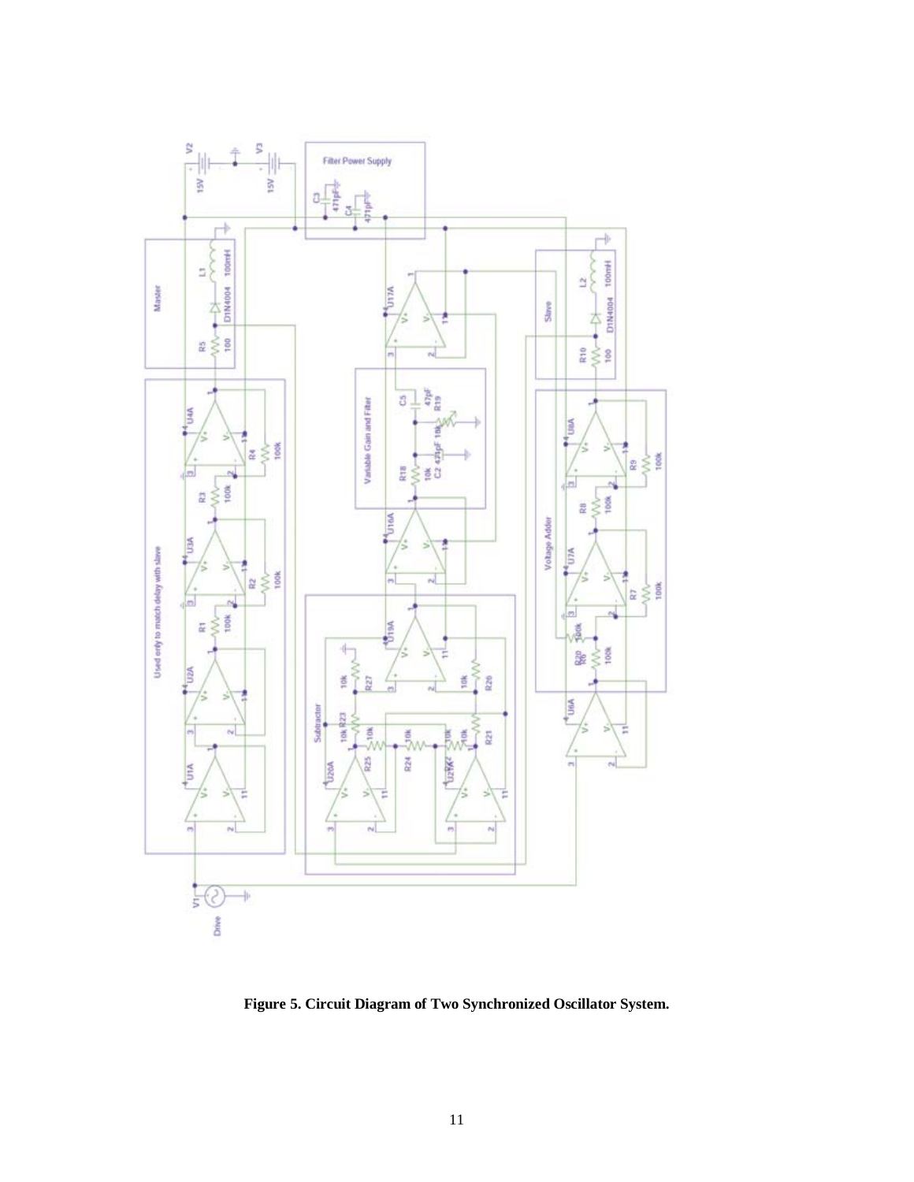**Figure 5. Circuit Diagram of Two Synchronized Oscillator System.**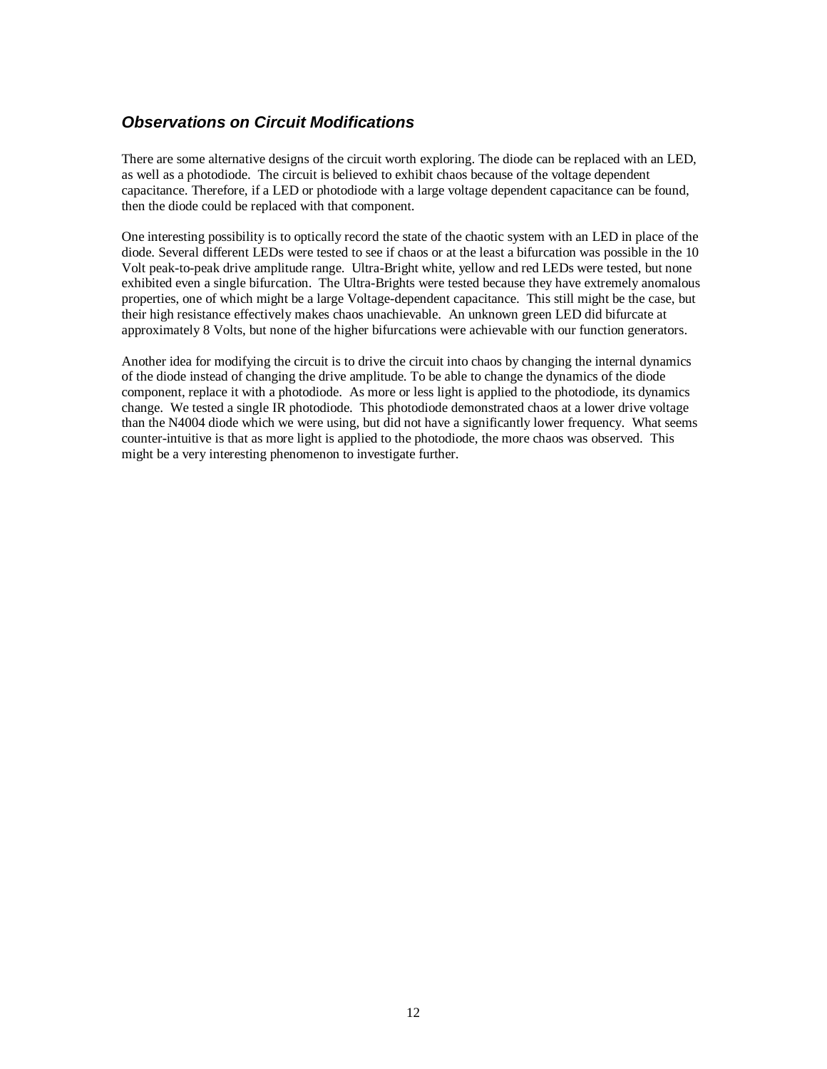### ***Observations on Circuit Modifications***

There are some alternative designs of the circuit worth exploring. The diode can be replaced with an LED, as well as a photodiode. The circuit is believed to exhibit chaos because of the voltage dependent capacitance. Therefore, if a LED or photodiode with a large voltage dependent capacitance can be found, then the diode could be replaced with that component.

One interesting possibility is to optically record the state of the chaotic system with an LED in place of the diode. Several different LEDs were tested to see if chaos or at the least a bifurcation was possible in the 10 Volt peak-to-peak drive amplitude range. Ultra-Bright white, yellow and red LEDs were tested, but none exhibited even a single bifurcation. The Ultra-Brights were tested because they have extremely anomalous properties, one of which might be a large Voltage-dependent capacitance. This still might be the case, but their high resistance effectively makes chaos unachievable. An unknown green LED did bifurcate at approximately 8 Volts, but none of the higher bifurcations were achievable with our function generators.

Another idea for modifying the circuit is to drive the circuit into chaos by changing the internal dynamics of the diode instead of changing the drive amplitude. To be able to change the dynamics of the diode component, replace it with a photodiode. As more or less light is applied to the photodiode, its dynamics change. We tested a single IR photodiode. This photodiode demonstrated chaos at a lower drive voltage than the N4004 diode which we were using, but did not have a significantly lower frequency. What seems counter-intuitive is that as more light is applied to the photodiode, the more chaos was observed. This might be a very interesting phenomenon to investigate further.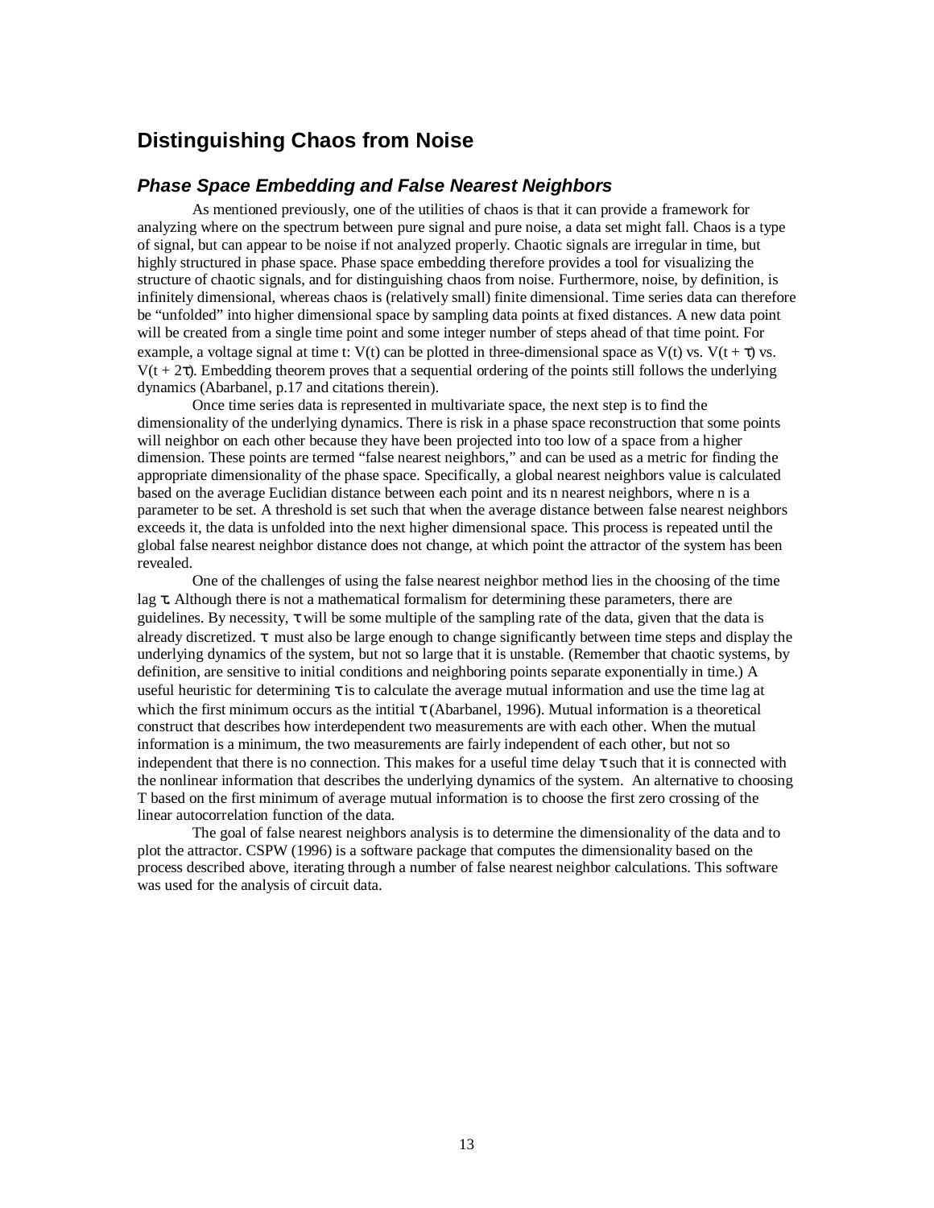## Distinguishing Chaos from Noise

### *Phase Space Embedding and False Nearest Neighbors*

As mentioned previously, one of the utilities of chaos is that it can provide a framework for analyzing where on the spectrum between pure signal and pure noise, a data set might fall. Chaos is a type of signal, but can appear to be noise if not analyzed properly. Chaotic signals are irregular in time, but highly structured in phase space. Phase space embedding therefore provides a tool for visualizing the structure of chaotic signals, and for distinguishing chaos from noise. Furthermore, noise, by definition, is infinitely dimensional, whereas chaos is (relatively small) finite dimensional. Time series data can therefore be "unfolded" into higher dimensional space by sampling data points at fixed distances. A new data point will be created from a single time point and some integer number of steps ahead of that time point. For example, a voltage signal at time t: $V(t)$ can be plotted in three-dimensional space as $V(t)$ vs. $V(t + \tau)$ vs. $V(t + 2\tau)$. Embedding theorem proves that a sequential ordering of the points still follows the underlying dynamics (Abarbanel, p.17 and citations therein).

Once time series data is represented in multivariate space, the next step is to find the dimensionality of the underlying dynamics. There is risk in a phase space reconstruction that some points will neighbor on each other because they have been projected into too low of a space from a higher dimension. These points are termed "false nearest neighbors," and can be used as a metric for finding the appropriate dimensionality of the phase space. Specifically, a global nearest neighbors value is calculated based on the average Euclidian distance between each point and its n nearest neighbors, where n is a parameter to be set. A threshold is set such that when the average distance between false nearest neighbors exceeds it, the data is unfolded into the next higher dimensional space. This process is repeated until the global false nearest neighbor distance does not change, at which point the attractor of the system has been revealed.

One of the challenges of using the false nearest neighbor method lies in the choosing of the time lag $\tau$. Although there is not a mathematical formalism for determining these parameters, there are guidelines. By necessity, $\tau$ will be some multiple of the sampling rate of the data, given that the data is already discretized. $\tau$ must also be large enough to change significantly between time steps and display the underlying dynamics of the system, but not so large that it is unstable. (Remember that chaotic systems, by definition, are sensitive to initial conditions and neighboring points separate exponentially in time.) A useful heuristic for determining $\tau$ is to calculate the average mutual information and use the time lag at which the first minimum occurs as the intitial $\tau$ (Abarbanel, 1996). Mutual information is a theoretical construct that describes how interdependent two measurements are with each other. When the mutual information is a minimum, the two measurements are fairly independent of each other, but not so independent that there is no connection. This makes for a useful time delay $\tau$ such that it is connected with the nonlinear information that describes the underlying dynamics of the system. An alternative to choosing T based on the first minimum of average mutual information is to choose the first zero crossing of the linear autocorrelation function of the data.

The goal of false nearest neighbors analysis is to determine the dimensionality of the data and to plot the attractor. CSPW (1996) is a software package that computes the dimensionality based on the process described above, iterating through a number of false nearest neighbor calculations. This software was used for the analysis of circuit data.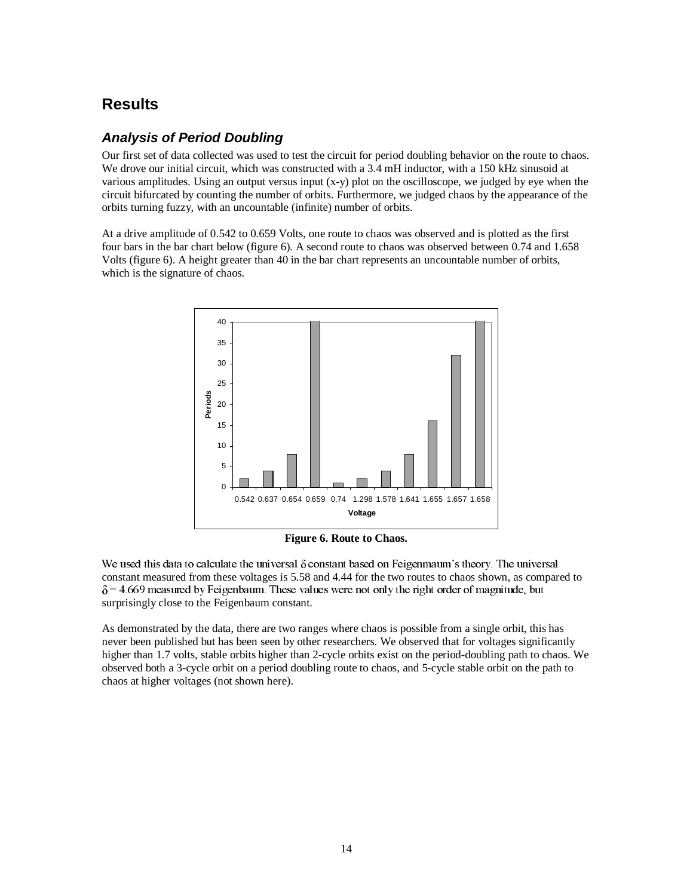## Results

### *Analysis of Period Doubling*

Our first set of data collected was used to test the circuit for period doubling behavior on the route to chaos. We drove our initial circuit, which was constructed with a 3.4 mH inductor, with a 150 kHz sinusoid at various amplitudes. Using an output versus input (x-y) plot on the oscilloscope, we judged by eye when the circuit bifurcated by counting the number of orbits. Furthermore, we judged chaos by the appearance of the orbits turning fuzzy, with an uncountable (infinite) number of orbits.

At a drive amplitude of 0.542 to 0.659 Volts, one route to chaos was observed and is plotted as the first four bars in the bar chart below (figure 6). A second route to chaos was observed between 0.74 and 1.658 Volts (figure 6). A height greater than 40 in the bar chart represents an uncountable number of orbits, which is the signature of chaos.

**Figure 6. Route to Chaos.**

We used this data to calculate the universal $\delta$ constant based on Feigenmaum's theory. The universal constant measured from these voltages is 5.58 and 4.44 for the two routes to chaos shown, as compared to $\delta = 4.669$ measured by Feigenbaum. These values were not only the right order of magnitude, but surprisingly close to the Feigenbaum constant.

As demonstrated by the data, there are two ranges where chaos is possible from a single orbit, this has never been published but has been seen by other researchers. We observed that for voltages significantly higher than 1.7 volts, stable orbits higher than 2-cycle orbits exist on the period-doubling path to chaos. We observed both a 3-cycle orbit on a period doubling route to chaos, and 5-cycle stable orbit on the path to chaos at higher voltages (not shown here).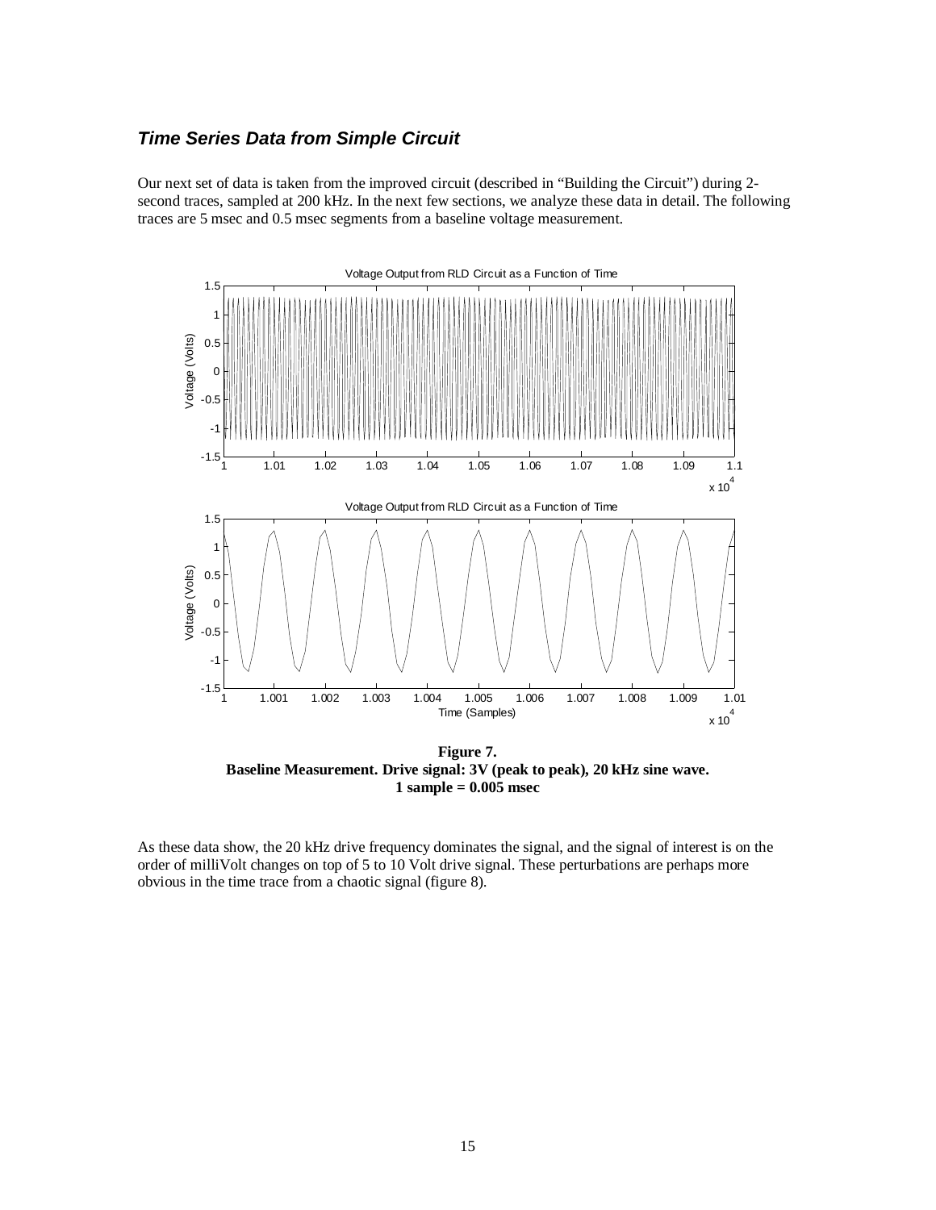### *Time Series Data from Simple Circuit*

Our next set of data is taken from the improved circuit (described in "Building the Circuit") during 2-second traces, sampled at 200 kHz. In the next few sections, we analyze these data in detail. The following traces are 5 msec and 0.5 msec segments from a baseline voltage measurement.

**Figure 7.**
**Baseline Measurement. Drive signal: 3V (peak to peak), 20 kHz sine wave.**
**1 sample = 0.005 msec**

As these data show, the 20 kHz drive frequency dominates the signal, and the signal of interest is on the order of milliVolt changes on top of 5 to 10 Volt drive signal. These perturbations are perhaps more obvious in the time trace from a chaotic signal (figure 8).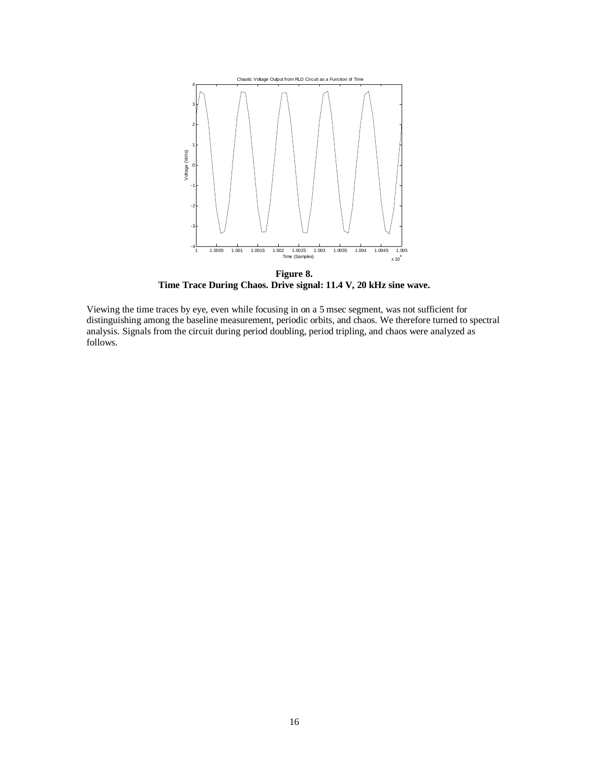**Figure 8.**
**Time Trace During Chaos. Drive signal: 11.4 V, 20 kHz sine wave.**

Viewing the time traces by eye, even while focusing in on a 5 msec segment, was not sufficient for distinguishing among the baseline measurement, periodic orbits, and chaos. We therefore turned to spectral analysis. Signals from the circuit during period doubling, period tripling, and chaos were analyzed as follows.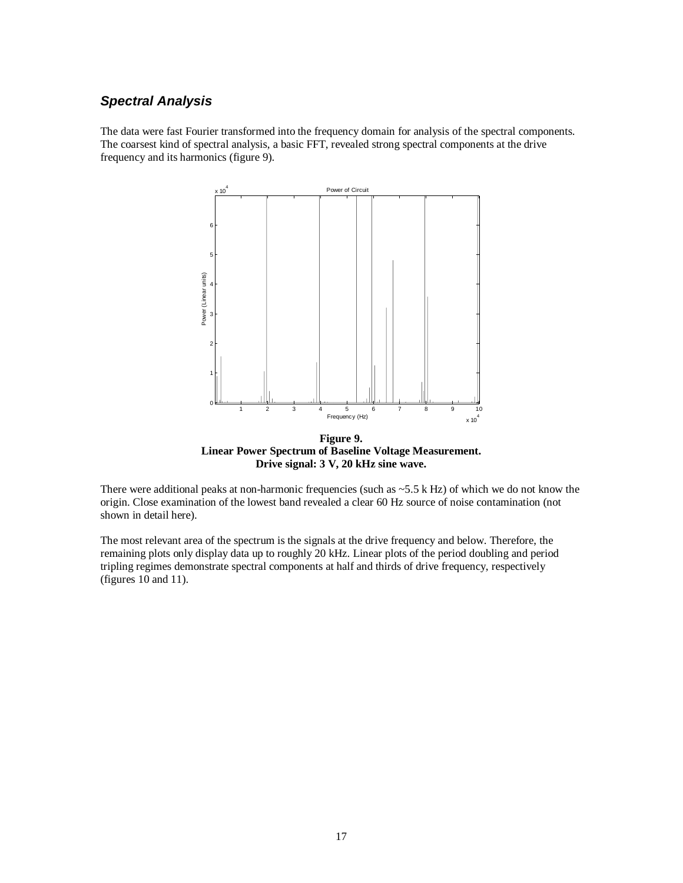### *Spectral Analysis*

The data were fast Fourier transformed into the frequency domain for analysis of the spectral components. The coarsest kind of spectral analysis, a basic FFT, revealed strong spectral components at the drive frequency and its harmonics (figure 9).

**Figure 9.**
**Linear Power Spectrum of Baseline Voltage Measurement.**
**Drive signal: 3 V, 20 kHz sine wave.**

There were additional peaks at non-harmonic frequencies (such as ~5.5 k Hz) of which we do not know the origin. Close examination of the lowest band revealed a clear 60 Hz source of noise contamination (not shown in detail here).

The most relevant area of the spectrum is the signals at the drive frequency and below. Therefore, the remaining plots only display data up to roughly 20 kHz. Linear plots of the period doubling and period tripling regimes demonstrate spectral components at half and thirds of drive frequency, respectively (figures 10 and 11).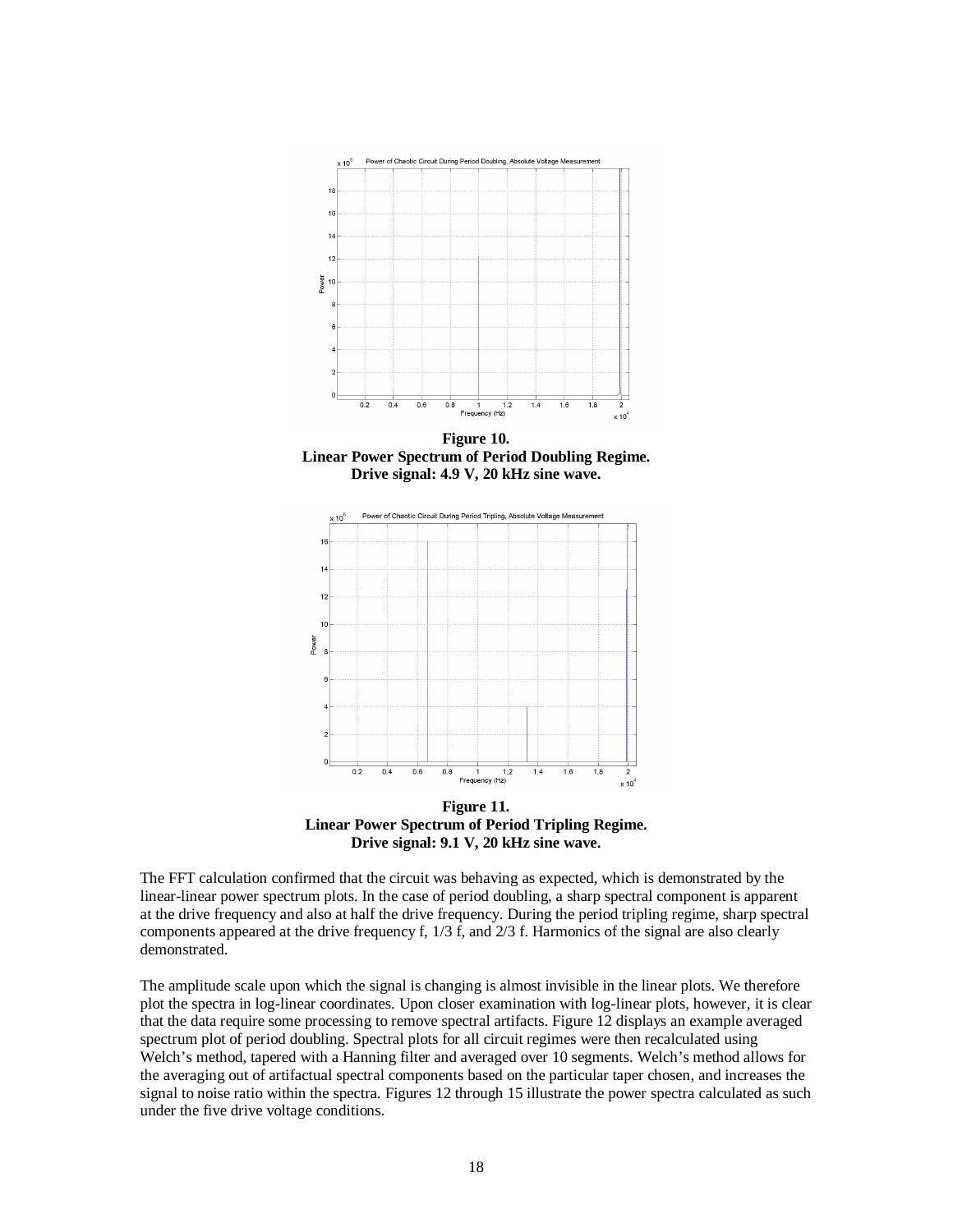**Figure 10.**
**Linear Power Spectrum of Period Doubling Regime.**
**Drive signal: 4.9 V, 20 kHz sine wave.**

**Figure 11.**
**Linear Power Spectrum of Period Tripling Regime.**
**Drive signal: 9.1 V, 20 kHz sine wave.**

The FFT calculation confirmed that the circuit was behaving as expected, which is demonstrated by the linear-linear power spectrum plots. In the case of period doubling, a sharp spectral component is apparent at the drive frequency and also at half the drive frequency. During the period tripling regime, sharp spectral components appeared at the drive frequency f, 1/3 f, and 2/3 f. Harmonics of the signal are also clearly demonstrated.

The amplitude scale upon which the signal is changing is almost invisible in the linear plots. We therefore plot the spectra in log-linear coordinates. Upon closer examination with log-linear plots, however, it is clear that the data require some processing to remove spectral artifacts. Figure 12 displays an example averaged spectrum plot of period doubling. Spectral plots for all circuit regimes were then recalculated using Welch's method, tapered with a Hanning filter and averaged over 10 segments. Welch's method allows for the averaging out of artifactual spectral components based on the particular taper chosen, and increases the signal to noise ratio within the spectra. Figures 12 through 15 illustrate the power spectra calculated as such under the five drive voltage conditions.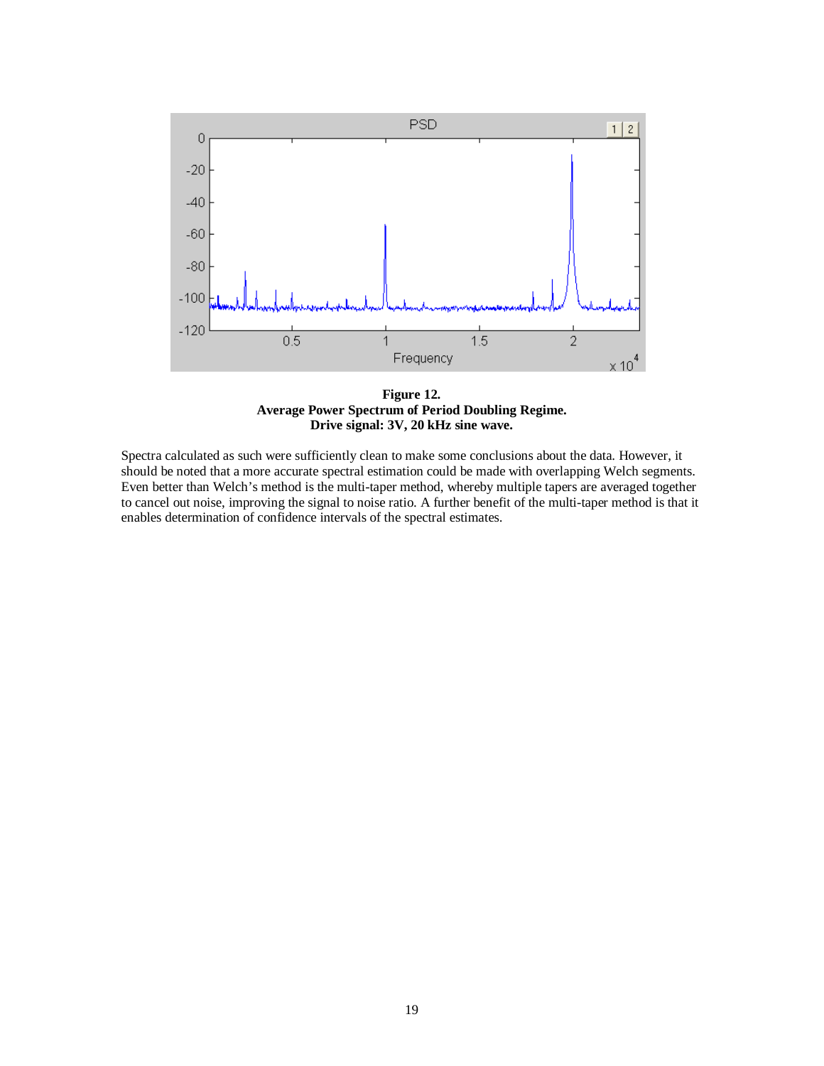**Figure 12.**
**Average Power Spectrum of Period Doubling Regime.**
**Drive signal: 3V, 20 kHz sine wave.**

Spectra calculated as such were sufficiently clean to make some conclusions about the data. However, it should be noted that a more accurate spectral estimation could be made with overlapping Welch segments. Even better than Welch's method is the multi-taper method, whereby multiple tapers are averaged together to cancel out noise, improving the signal to noise ratio. A further benefit of the multi-taper method is that it enables determination of confidence intervals of the spectral estimates.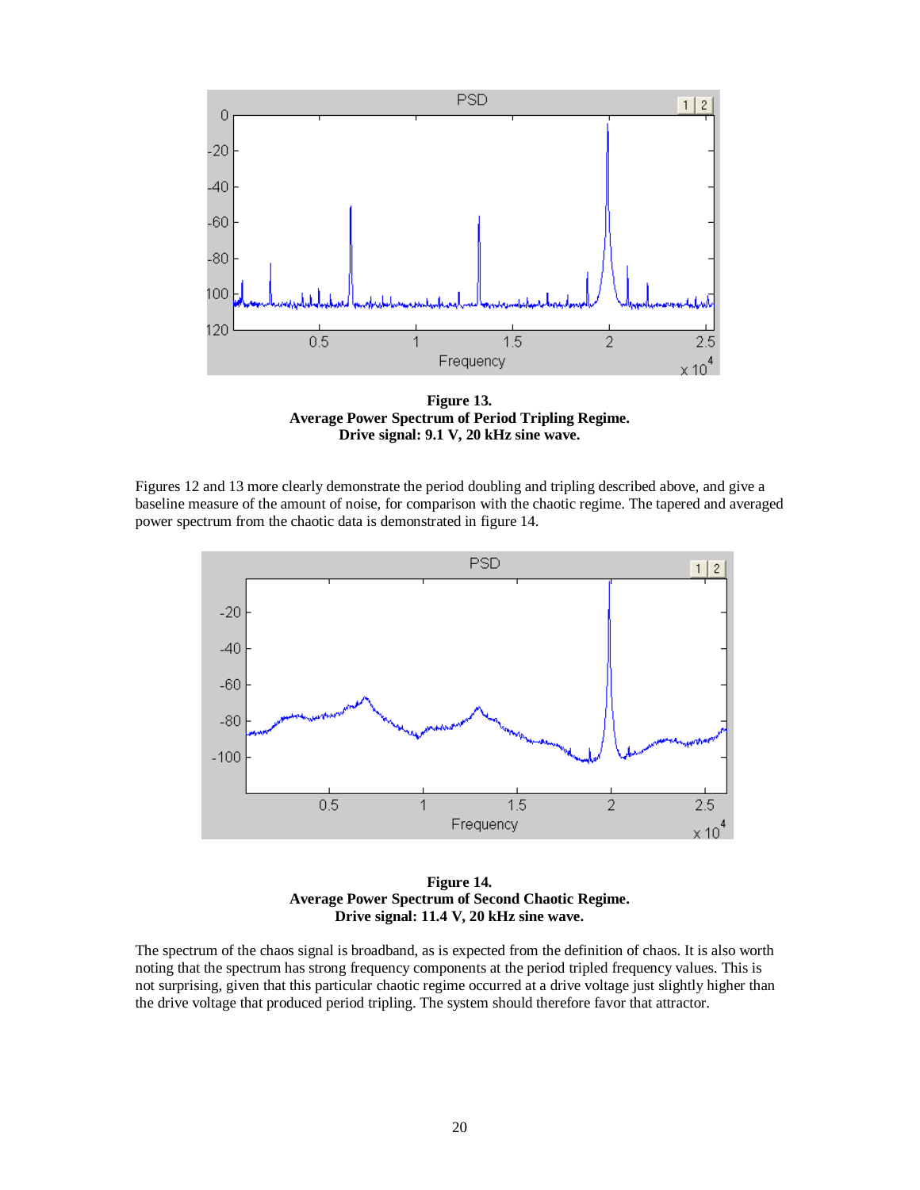**Figure 13.**
**Average Power Spectrum of Period Tripling Regime.**
**Drive signal: 9.1 V, 20 kHz sine wave.**

Figures 12 and 13 more clearly demonstrate the period doubling and tripling described above, and give a baseline measure of the amount of noise, for comparison with the chaotic regime. The tapered and averaged power spectrum from the chaotic data is demonstrated in figure 14.

**Figure 14.**
**Average Power Spectrum of Second Chaotic Regime.**
**Drive signal: 11.4 V, 20 kHz sine wave.**

The spectrum of the chaos signal is broadband, as is expected from the definition of chaos. It is also worth noting that the spectrum has strong frequency components at the period tripled frequency values. This is not surprising, given that this particular chaotic regime occurred at a drive voltage just slightly higher than the drive voltage that produced period tripling. The system should therefore favor that attractor.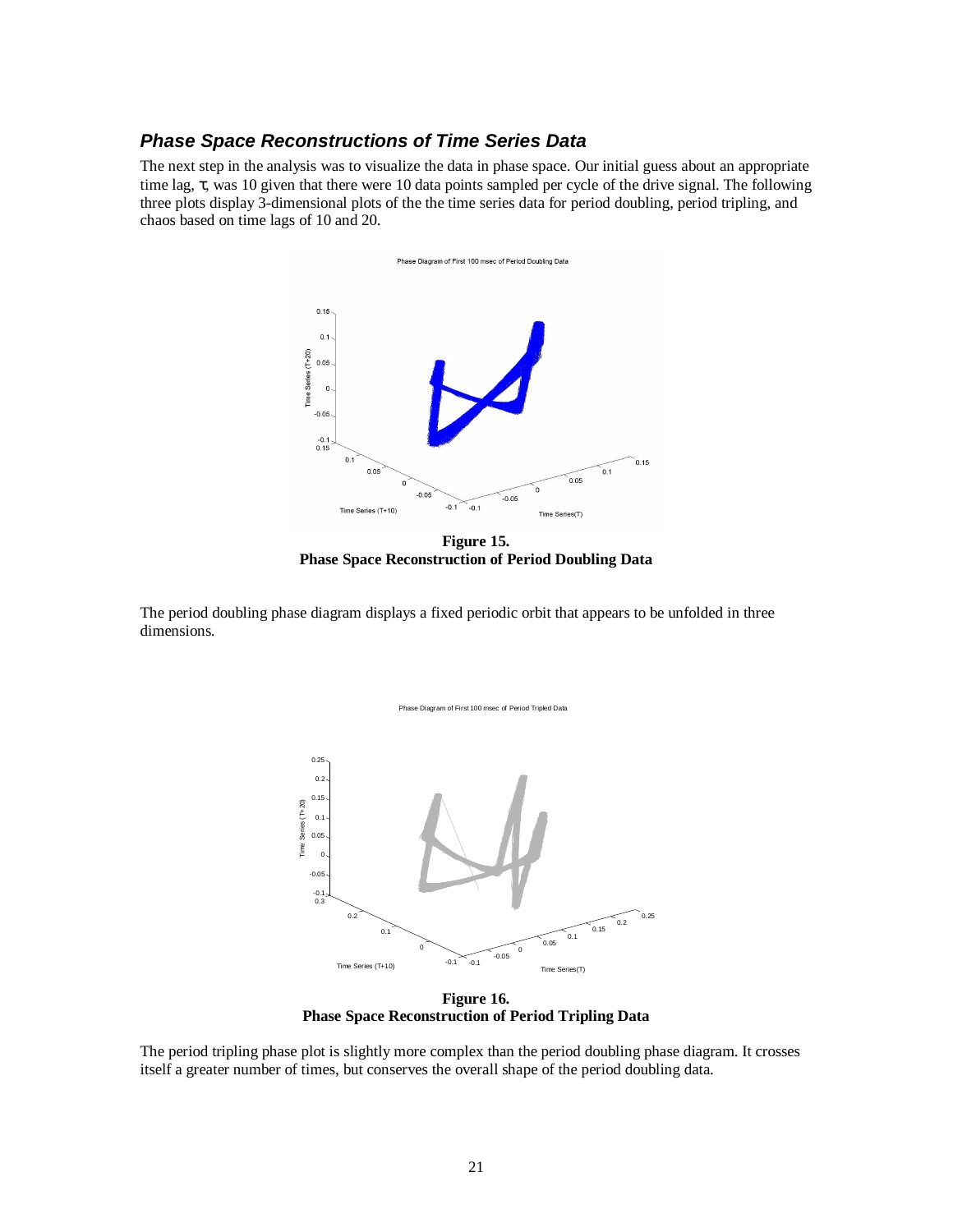### *Phase Space Reconstructions of Time Series Data*

The next step in the analysis was to visualize the data in phase space. Our initial guess about an appropriate time lag, $\tau$, was 10 given that there were 10 data points sampled per cycle of the drive signal. The following three plots display 3-dimensional plots of the the time series data for period doubling, period tripling, and chaos based on time lags of 10 and 20.

**Figure 15.**
**Phase Space Reconstruction of Period Doubling Data**

The period doubling phase diagram displays a fixed periodic orbit that appears to be unfolded in three dimensions.

**Figure 16.**
**Phase Space Reconstruction of Period Tripling Data**

The period tripling phase plot is slightly more complex than the period doubling phase diagram. It crosses itself a greater number of times, but conserves the overall shape of the period doubling data.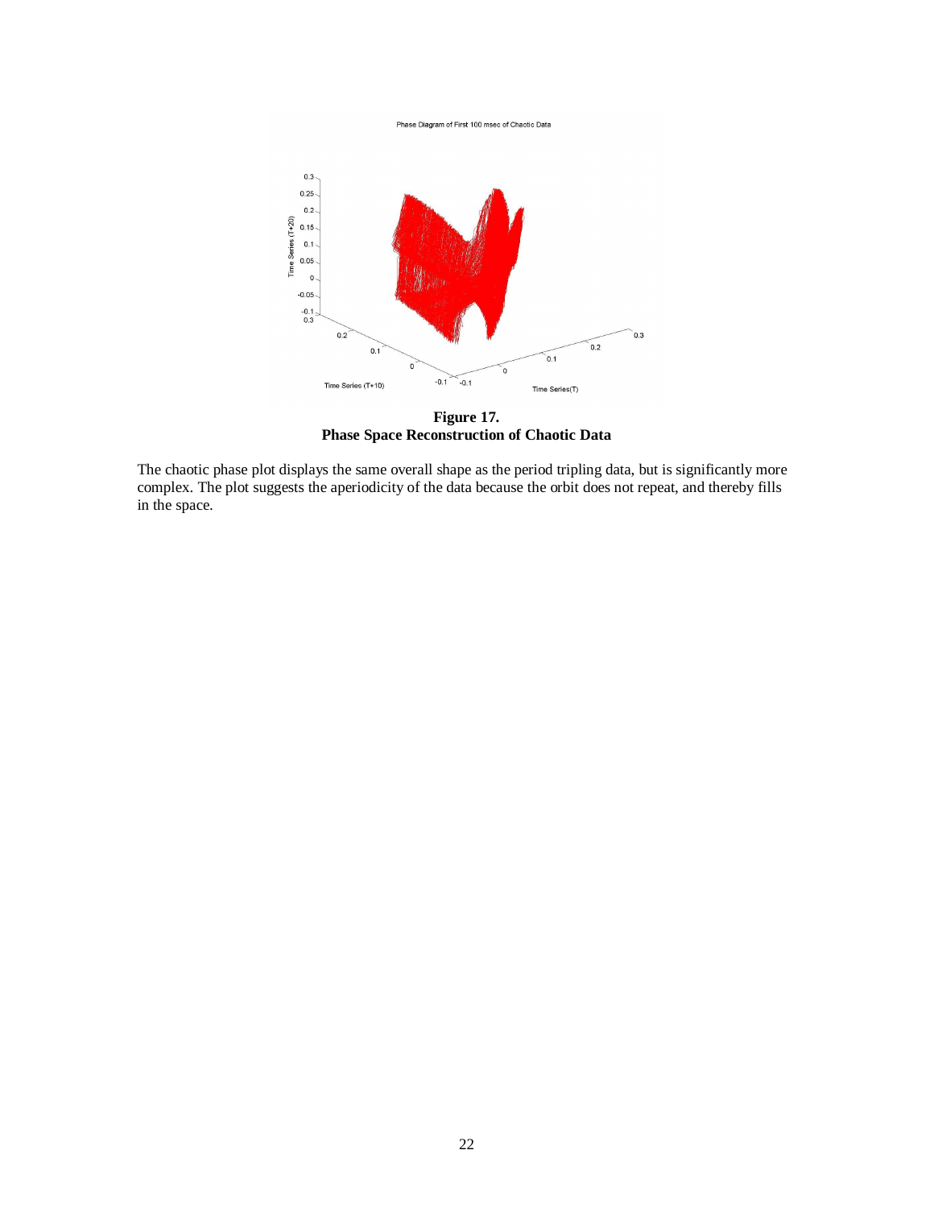**Figure 17.**
**Phase Space Reconstruction of Chaotic Data**

The chaotic phase plot displays the same overall shape as the period tripling data, but is significantly more complex. The plot suggests the aperiodicity of the data because the orbit does not repeat, and thereby fills in the space.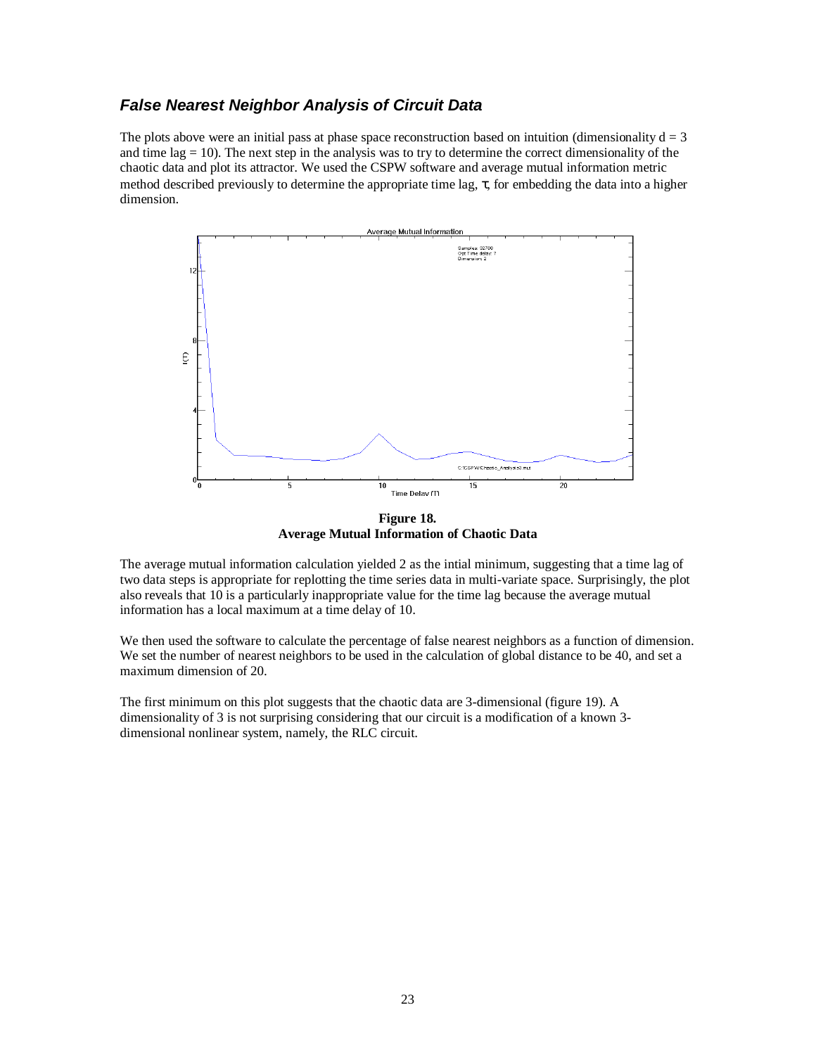## *False Nearest Neighbor Analysis of Circuit Data*

The plots above were an initial pass at phase space reconstruction based on intuition (dimensionality $d = 3$ and time lag $= 10$). The next step in the analysis was to try to determine the correct dimensionality of the chaotic data and plot its attractor. We used the CSPW software and average mutual information metric method described previously to determine the appropriate time lag, $\tau$, for embedding the data into a higher dimension.

**Figure 18.**
**Average Mutual Information of Chaotic Data**

The average mutual information calculation yielded 2 as the intial minimum, suggesting that a time lag of two data steps is appropriate for replotting the time series data in multi-variate space. Surprisingly, the plot also reveals that 10 is a particularly inappropriate value for the time lag because the average mutual information has a local maximum at a time delay of 10.

We then used the software to calculate the percentage of false nearest neighbors as a function of dimension. We set the number of nearest neighbors to be used in the calculation of global distance to be 40, and set a maximum dimension of 20.

The first minimum on this plot suggests that the chaotic data are 3-dimensional (figure 19). A dimensionality of 3 is not surprising considering that our circuit is a modification of a known 3-dimensional nonlinear system, namely, the RLC circuit.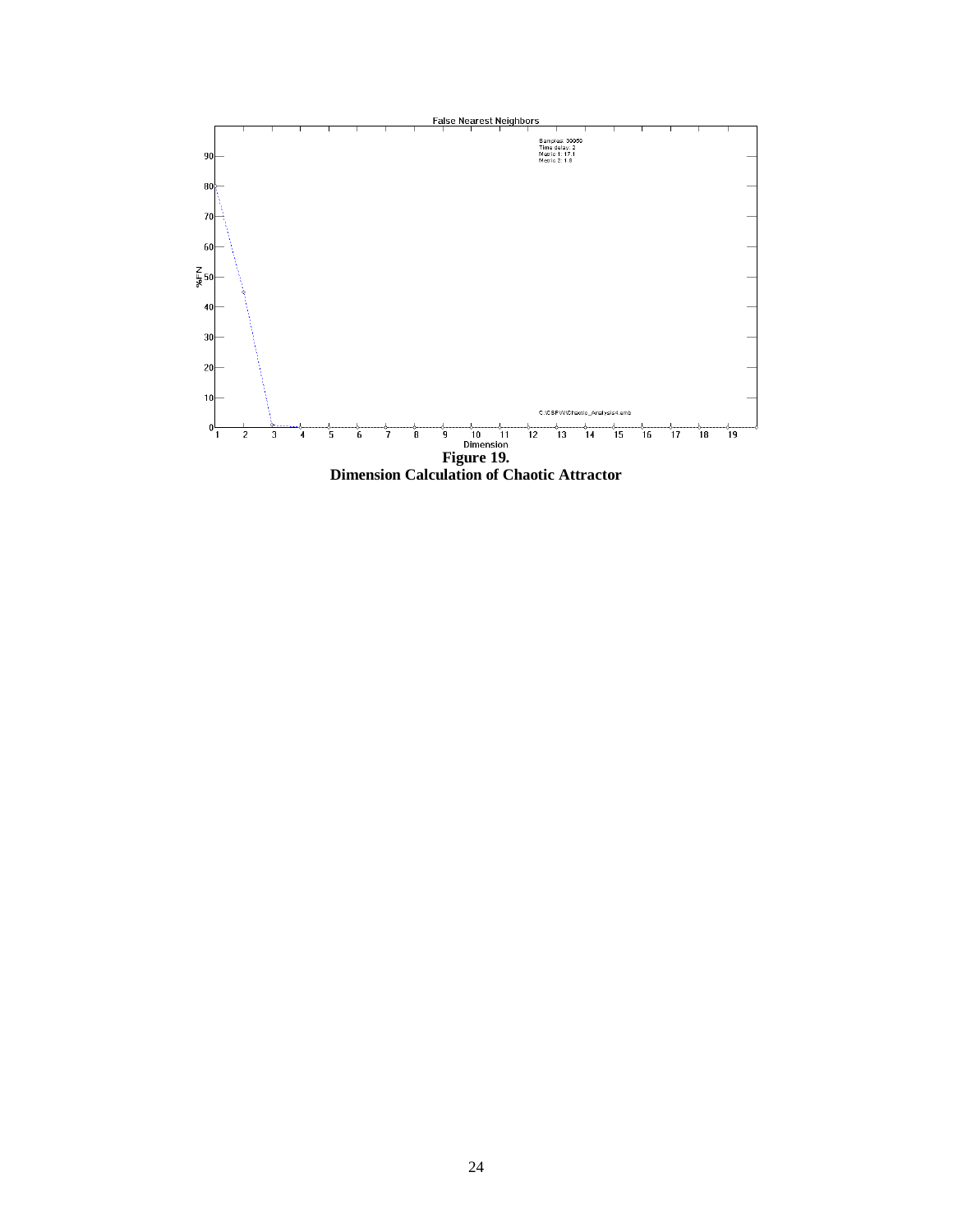**Figure 19.**
**Dimension Calculation of Chaotic Attractor**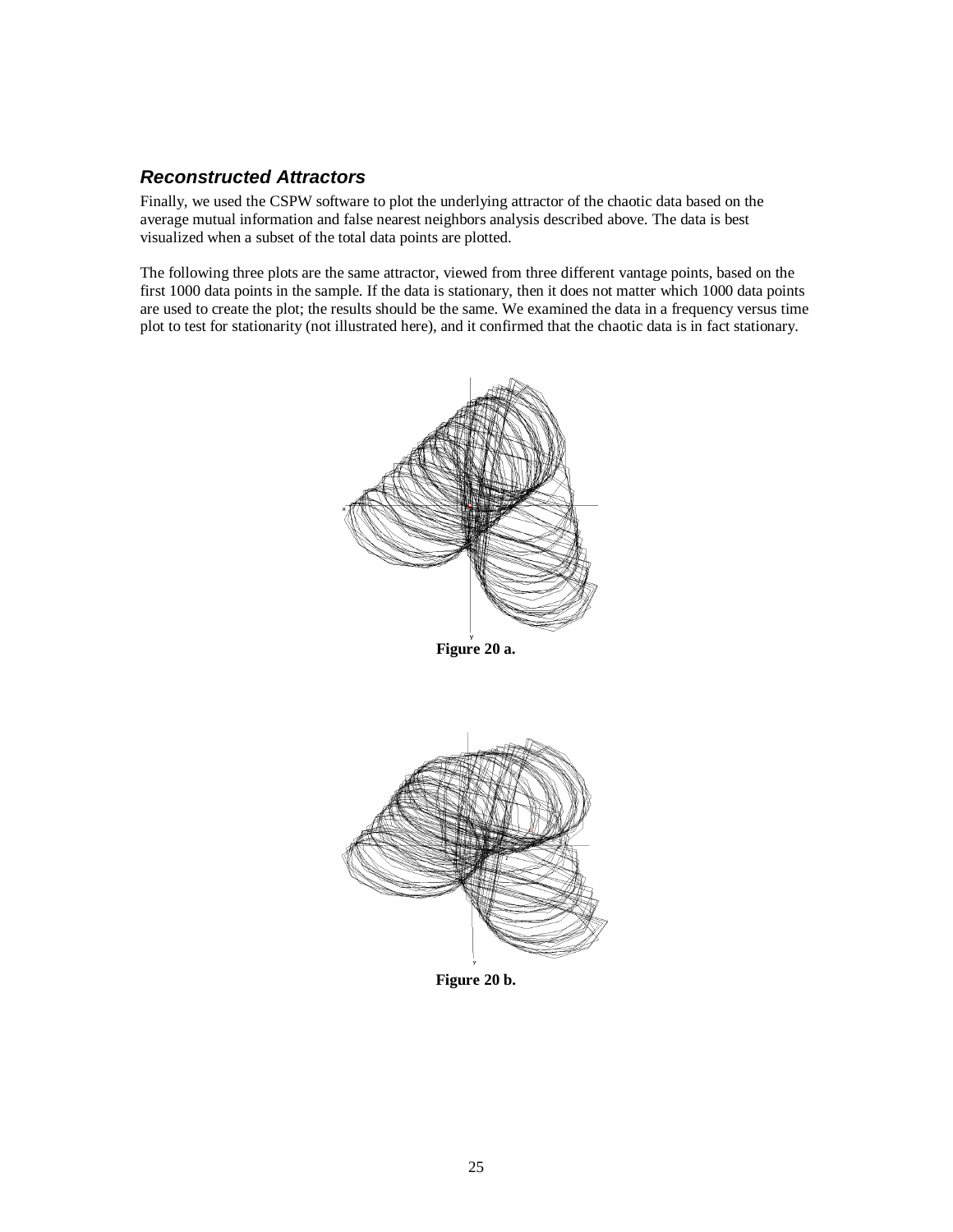### *Reconstructed Attractors*

Finally, we used the CSPW software to plot the underlying attractor of the chaotic data based on the average mutual information and false nearest neighbors analysis described above. The data is best visualized when a subset of the total data points are plotted.

The following three plots are the same attractor, viewed from three different vantage points, based on the first 1000 data points in the sample. If the data is stationary, then it does not matter which 1000 data points are used to create the plot; the results should be the same. We examined the data in a frequency versus time plot to test for stationarity (not illustrated here), and it confirmed that the chaotic data is in fact stationary.

**Figure 20 a.**

**Figure 20 b.**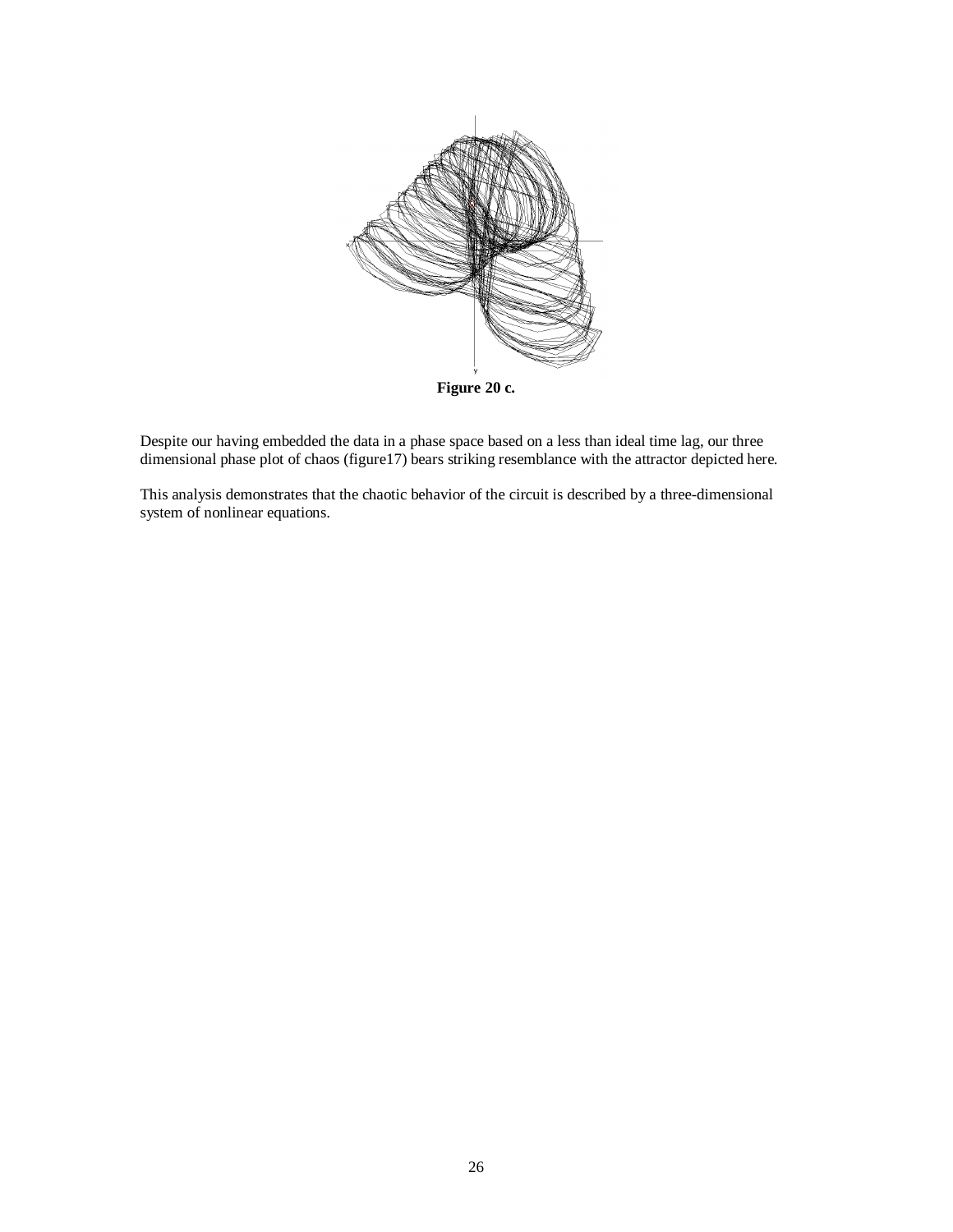**Figure 20 c.**

Despite our having embedded the data in a phase space based on a less than ideal time lag, our three dimensional phase plot of chaos (figure17) bears striking resemblance with the attractor depicted here.

This analysis demonstrates that the chaotic behavior of the circuit is described by a three-dimensional system of nonlinear equations.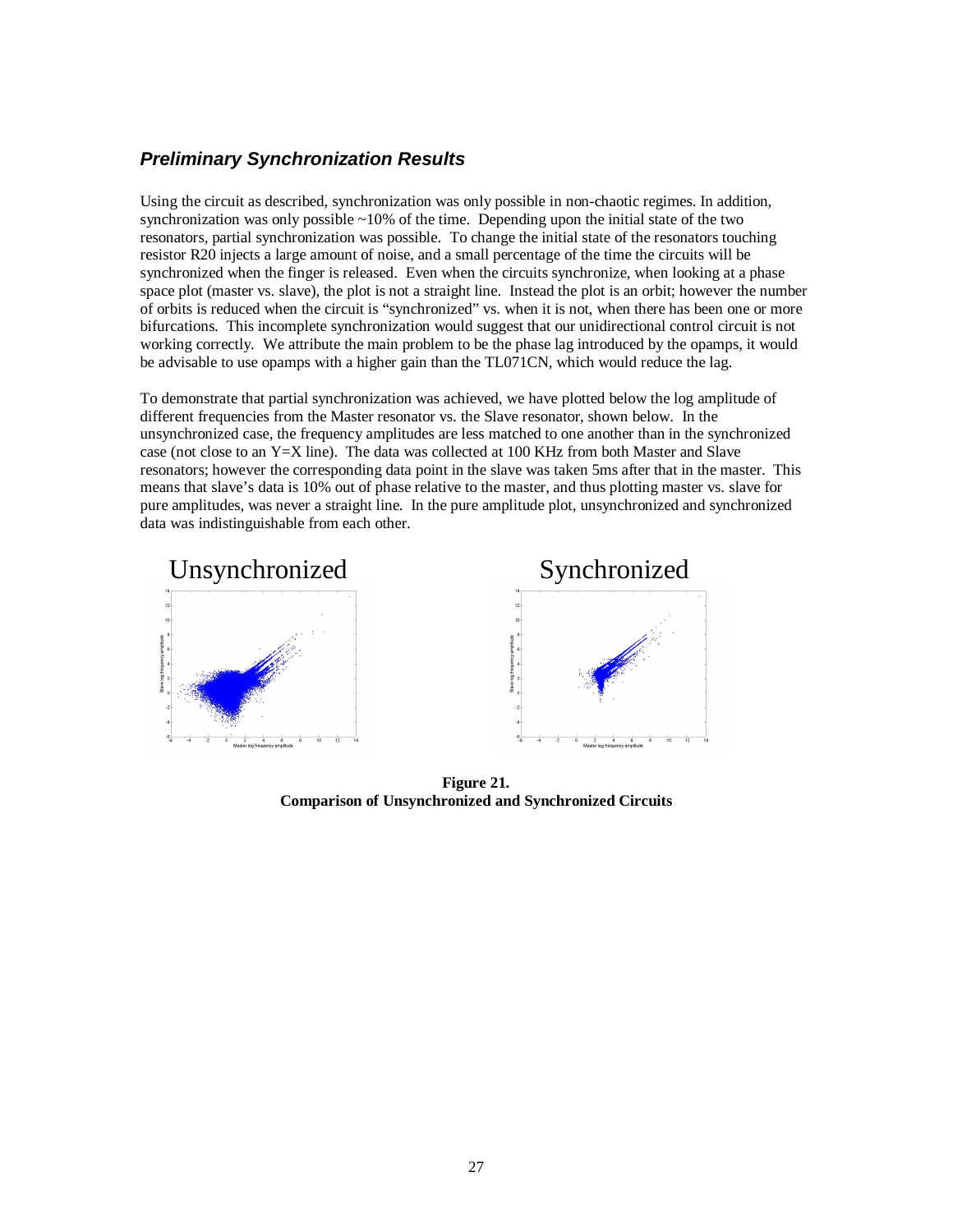### *Preliminary Synchronization Results*

Using the circuit as described, synchronization was only possible in non-chaotic regimes. In addition, synchronization was only possible ~10% of the time. Depending upon the initial state of the two resonators, partial synchronization was possible. To change the initial state of the resonators touching resistor R20 injects a large amount of noise, and a small percentage of the time the circuits will be synchronized when the finger is released. Even when the circuits synchronize, when looking at a phase space plot (master vs. slave), the plot is not a straight line. Instead the plot is an orbit; however the number of orbits is reduced when the circuit is "synchronized" vs. when it is not, when there has been one or more bifurcations. This incomplete synchronization would suggest that our unidirectional control circuit is not working correctly. We attribute the main problem to be the phase lag introduced by the opamps, it would be advisable to use opamps with a higher gain than the TL071CN, which would reduce the lag.

To demonstrate that partial synchronization was achieved, we have plotted below the log amplitude of different frequencies from the Master resonator vs. the Slave resonator, shown below. In the unsynchronized case, the frequency amplitudes are less matched to one another than in the synchronized case (not close to an Y=X line). The data was collected at 100 KHz from both Master and Slave resonators; however the corresponding data point in the slave was taken 5ms after that in the master. This means that slave's data is 10% out of phase relative to the master, and thus plotting master vs. slave for pure amplitudes, was never a straight line. In the pure amplitude plot, unsynchronized and synchronized data was indistinguishable from each other.

**Figure 21.**
**Comparison of Unsynchronized and Synchronized Circuits**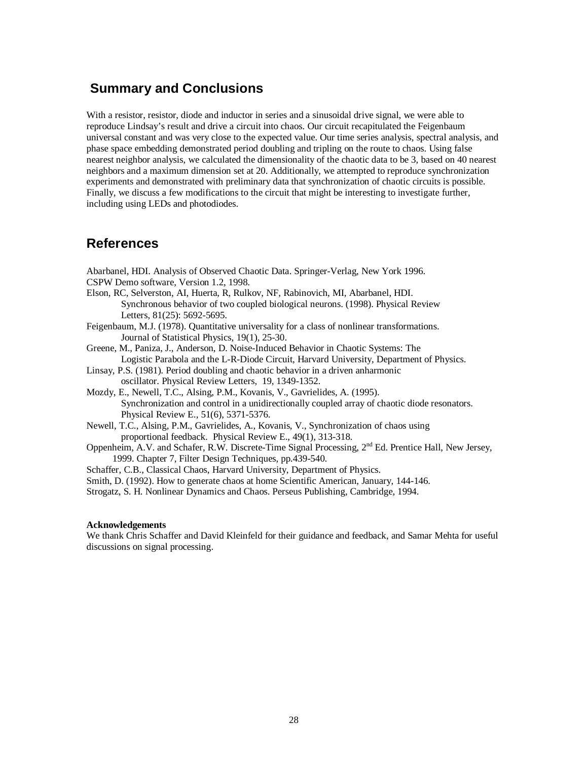## Summary and Conclusions

With a resistor, resistor, diode and inductor in series and a sinusoidal drive signal, we were able to reproduce Lindsay's result and drive a circuit into chaos. Our circuit recapitulated the Feigenbaum universal constant and was very close to the expected value. Our time series analysis, spectral analysis, and phase space embedding demonstrated period doubling and tripling on the route to chaos. Using false nearest neighbor analysis, we calculated the dimensionality of the chaotic data to be 3, based on 40 nearest neighbors and a maximum dimension set at 20. Additionally, we attempted to reproduce synchronization experiments and demonstrated with preliminary data that synchronization of chaotic circuits is possible. Finally, we discuss a few modifications to the circuit that might be interesting to investigate further, including using LEDs and photodiodes.

## References

Abarbanel, HDI. Analysis of Observed Chaotic Data. Springer-Verlag, New York 1996.

CSPW Demo software, Version 1.2, 1998.

Elson, RC, Selverston, AI, Huerta, R, Rulkov, NF, Rabinovich, MI, Abarbanel, HDI. Synchronous behavior of two coupled biological neurons. (1998). Physical Review Letters, 81(25): 5692-5695.

Feigenbaum, M.J. (1978). Quantitative universality for a class of nonlinear transformations. Journal of Statistical Physics, 19(1), 25-30.

Greene, M., Paniza, J., Anderson, D. Noise-Induced Behavior in Chaotic Systems: The Logistic Parabola and the L-R-Diode Circuit, Harvard University, Department of Physics.

Linsay, P.S. (1981). Period doubling and chaotic behavior in a driven anharmonic oscillator. Physical Review Letters, 19, 1349-1352.

Mozdy, E., Newell, T.C., Alsing, P.M., Kovanis, V., Gavrielides, A. (1995). Synchronization and control in a unidirectionally coupled array of chaotic diode resonators. Physical Review E., 51(6), 5371-5376.

Newell, T.C., Alsing, P.M., Gavrielides, A., Kovanis, V., Synchronization of chaos using proportional feedback. Physical Review E., 49(1), 313-318.

Oppenheim, A.V. and Schafer, R.W. Discrete-Time Signal Processing, 2nd Ed. Prentice Hall, New Jersey, 1999. Chapter 7, Filter Design Techniques, pp.439-540.

Schaffer, C.B., Classical Chaos, Harvard University, Department of Physics.

Smith, D. (1992). How to generate chaos at home Scientific American, January, 144-146.

Strogatz, S. H. Nonlinear Dynamics and Chaos. Perseus Publishing, Cambridge, 1994.

**Acknowledgements**

We thank Chris Schaffer and David Kleinfeld for their guidance and feedback, and Samar Mehta for useful discussions on signal processing.